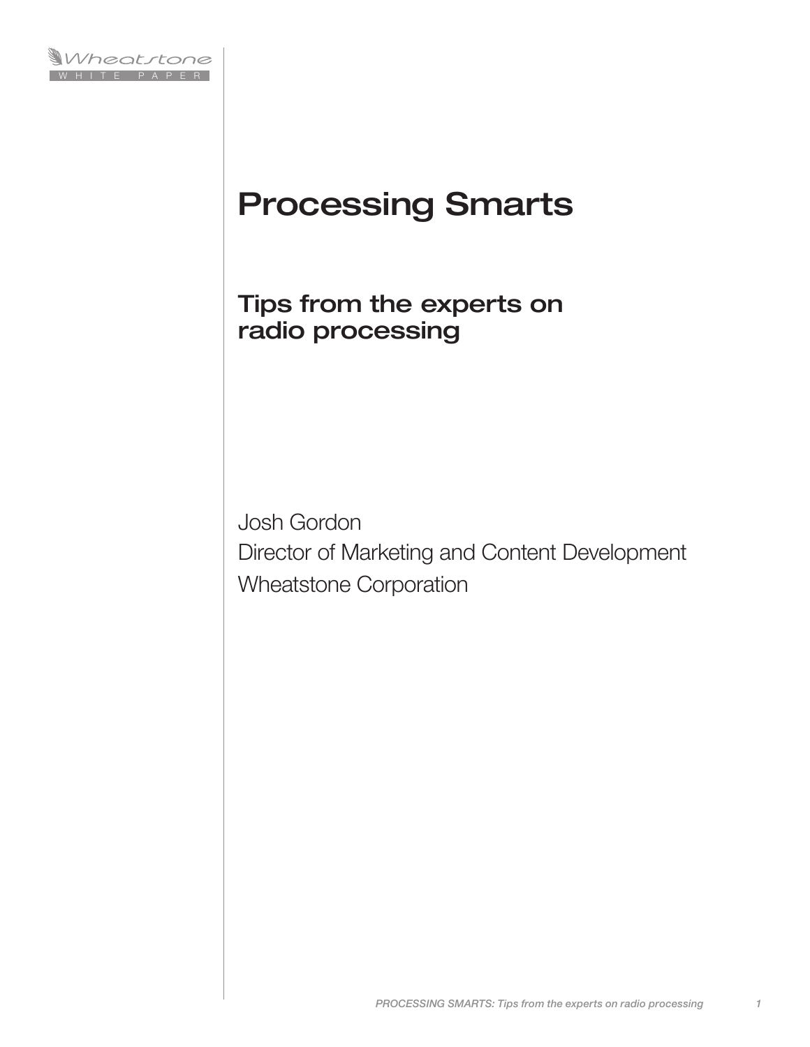Wheatstone
WHITE PAPER

# Processing Smarts

## Tips from the experts on radio processing

Josh Gordon
Director of Marketing and Content Development
Wheatstone Corporation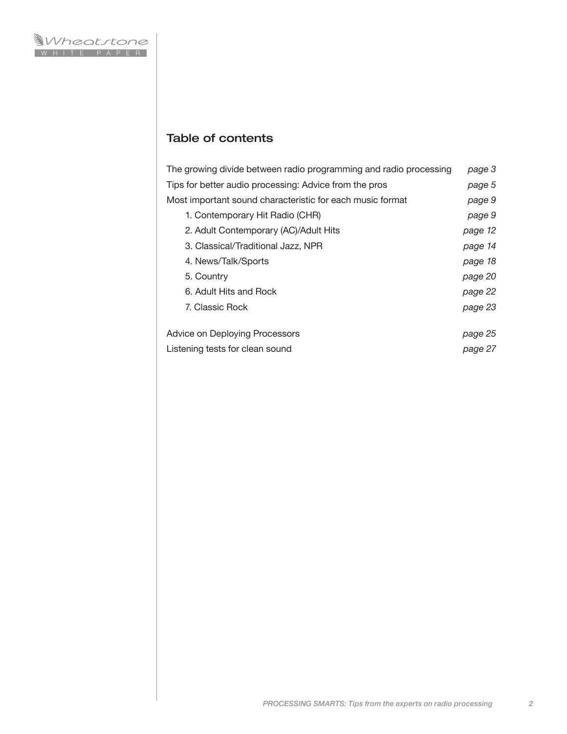## Table of contents

| | |
|---|---|
| The growing divide between radio programming and radio processing | *page 3* |
| Tips for better audio processing: Advice from the pros | *page 5* |
| Most important sound characteristic for each music format | *page 9* |
| 1. Contemporary Hit Radio (CHR) | *page 9* |
| 2. Adult Contemporary (AC)/Adult Hits | *page 12* |
| 3. Classical/Traditional Jazz, NPR | *page 14* |
| 4. News/Talk/Sports | *page 18* |
| 5. Country | *page 20* |
| 6. Adult Hits and Rock | *page 22* |
| 7. Classic Rock | *page 23* |
| Advice on Deploying Processors | *page 25* |
| Listening tests for clean sound | *page 27* |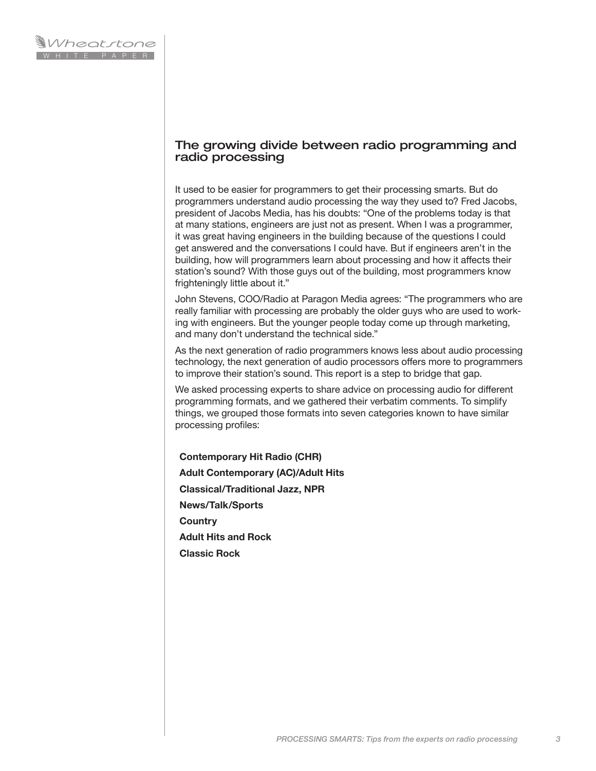## The growing divide between radio programming and radio processing

It used to be easier for programmers to get their processing smarts. But do programmers understand audio processing the way they used to? Fred Jacobs, president of Jacobs Media, has his doubts: "One of the problems today is that at many stations, engineers are just not as present. When I was a programmer, it was great having engineers in the building because of the questions I could get answered and the conversations I could have. But if engineers aren't in the building, how will programmers learn about processing and how it affects their station's sound? With those guys out of the building, most programmers know frighteningly little about it."

John Stevens, COO/Radio at Paragon Media agrees: "The programmers who are really familiar with processing are probably the older guys who are used to working with engineers. But the younger people today come up through marketing, and many don't understand the technical side."

As the next generation of radio programmers knows less about audio processing technology, the next generation of audio processors offers more to programmers to improve their station's sound. This report is a step to bridge that gap.

We asked processing experts to share advice on processing audio for different programming formats, and we gathered their verbatim comments. To simplify things, we grouped those formats into seven categories known to have similar processing profiles:

**Contemporary Hit Radio (CHR)**

**Adult Contemporary (AC)/Adult Hits**

**Classical/Traditional Jazz, NPR**

**News/Talk/Sports**

**Country**

**Adult Hits and Rock**

**Classic Rock**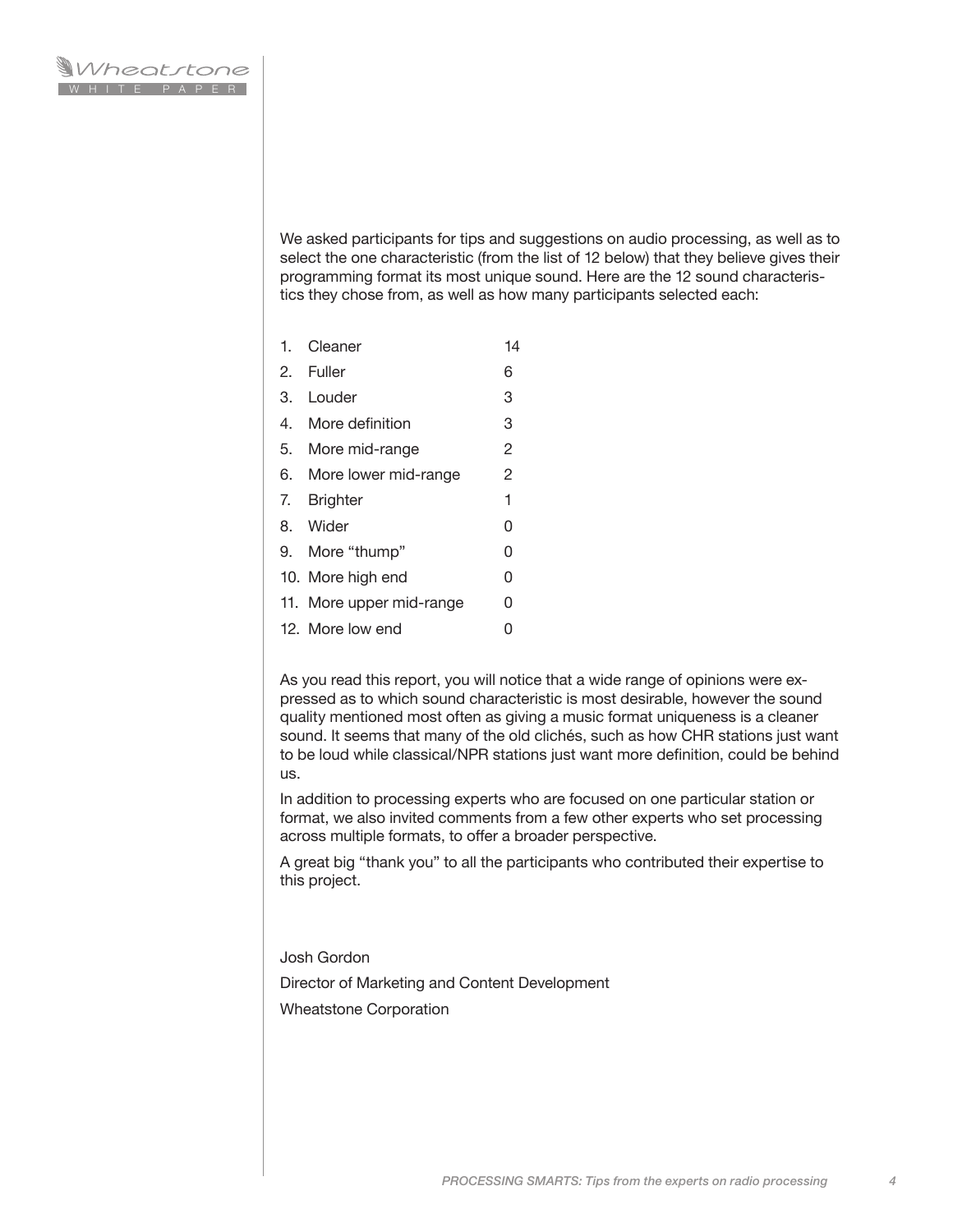We asked participants for tips and suggestions on audio processing, as well as to select the one characteristic (from the list of 12 below) that they believe gives their programming format its most unique sound. Here are the 12 sound characteristics they chose from, as well as how many participants selected each:

| | |
|---|---|
| 1. Cleaner | 14 |
| 2. Fuller | 6 |
| 3. Louder | 3 |
| 4. More definition | 3 |
| 5. More mid-range | 2 |
| 6. More lower mid-range | 2 |
| 7. Brighter | 1 |
| 8. Wider | 0 |
| 9. More "thump" | 0 |
| 10. More high end | 0 |
| 11. More upper mid-range | 0 |
| 12. More low end | 0 |

As you read this report, you will notice that a wide range of opinions were expressed as to which sound characteristic is most desirable, however the sound quality mentioned most often as giving a music format uniqueness is a cleaner sound. It seems that many of the old clichés, such as how CHR stations just want to be loud while classical/NPR stations just want more definition, could be behind us.

In addition to processing experts who are focused on one particular station or format, we also invited comments from a few other experts who set processing across multiple formats, to offer a broader perspective.

A great big "thank you" to all the participants who contributed their expertise to this project.

Josh Gordon

Director of Marketing and Content Development

Wheatstone Corporation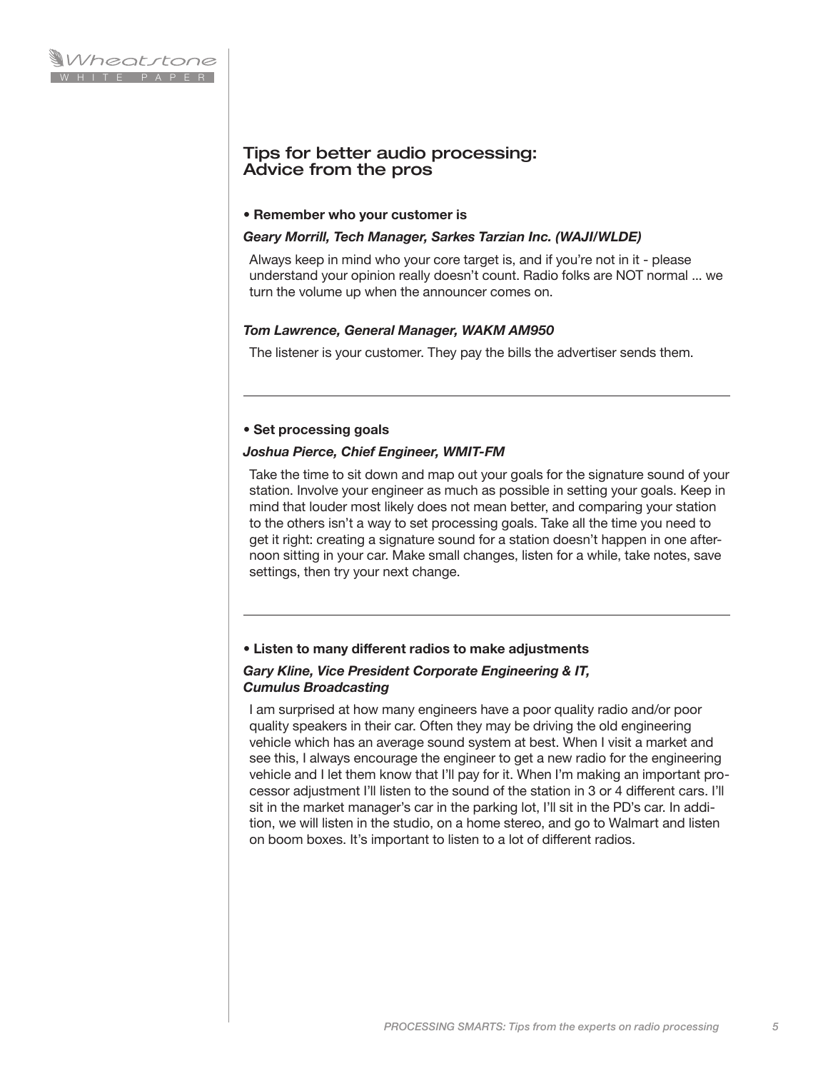## Tips for better audio processing: Advice from the pros

**• Remember who your customer is**

***Geary Morrill, Tech Manager, Sarkes Tarzian Inc. (WAJI/WLDE)***

Always keep in mind who your core target is, and if you're not in it - please understand your opinion really doesn't count. Radio folks are NOT normal ... we turn the volume up when the announcer comes on.

***Tom Lawrence, General Manager, WAKM AM950***

The listener is your customer. They pay the bills the advertiser sends them.

---

**• Set processing goals**

***Joshua Pierce, Chief Engineer, WMIT-FM***

Take the time to sit down and map out your goals for the signature sound of your station. Involve your engineer as much as possible in setting your goals. Keep in mind that louder most likely does not mean better, and comparing your station to the others isn't a way to set processing goals. Take all the time you need to get it right: creating a signature sound for a station doesn't happen in one afternoon sitting in your car. Make small changes, listen for a while, take notes, save settings, then try your next change.

---

**• Listen to many different radios to make adjustments**

***Gary Kline, Vice President Corporate Engineering & IT, Cumulus Broadcasting***

I am surprised at how many engineers have a poor quality radio and/or poor quality speakers in their car. Often they may be driving the old engineering vehicle which has an average sound system at best. When I visit a market and see this, I always encourage the engineer to get a new radio for the engineering vehicle and I let them know that I'll pay for it. When I'm making an important processor adjustment I'll listen to the sound of the station in 3 or 4 different cars. I'll sit in the market manager's car in the parking lot, I'll sit in the PD's car. In addition, we will listen in the studio, on a home stereo, and go to Walmart and listen on boom boxes. It's important to listen to a lot of different radios.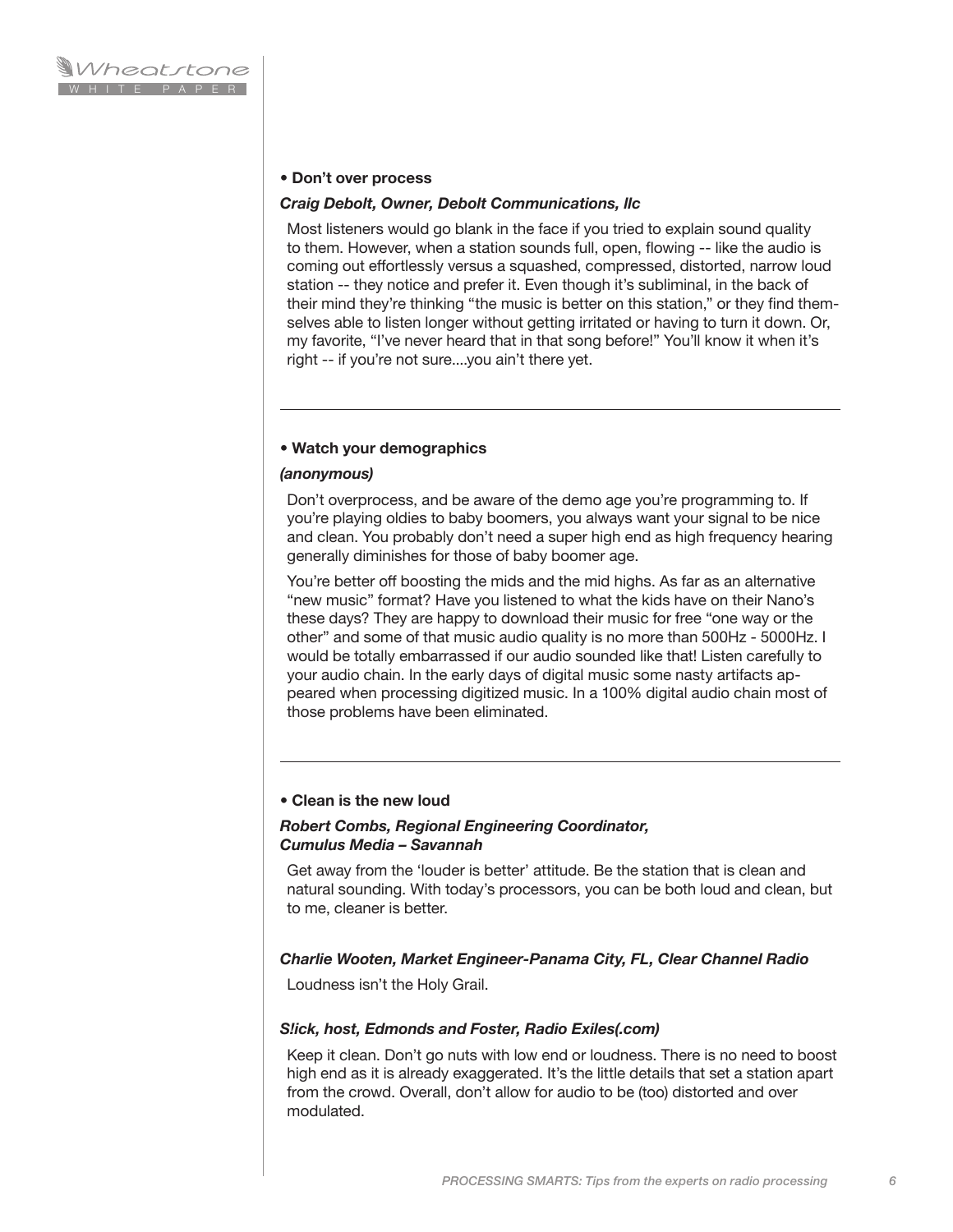- **Don't over process**

***Craig Debolt, Owner, Debolt Communications, llc***

Most listeners would go blank in the face if you tried to explain sound quality to them. However, when a station sounds full, open, flowing -- like the audio is coming out effortlessly versus a squashed, compressed, distorted, narrow loud station -- they notice and prefer it. Even though it's subliminal, in the back of their mind they're thinking "the music is better on this station," or they find themselves able to listen longer without getting irritated or having to turn it down. Or, my favorite, "I've never heard that in that song before!" You'll know it when it's right -- if you're not sure....you ain't there yet.

---

- **Watch your demographics**

***(anonymous)***

Don't overprocess, and be aware of the demo age you're programming to. If you're playing oldies to baby boomers, you always want your signal to be nice and clean. You probably don't need a super high end as high frequency hearing generally diminishes for those of baby boomer age.

You're better off boosting the mids and the mid highs. As far as an alternative "new music" format? Have you listened to what the kids have on their Nano's these days? They are happy to download their music for free "one way or the other" and some of that music audio quality is no more than 500Hz - 5000Hz. I would be totally embarrassed if our audio sounded like that! Listen carefully to your audio chain. In the early days of digital music some nasty artifacts appeared when processing digitized music. In a 100% digital audio chain most of those problems have been eliminated.

---

- **Clean is the new loud**

***Robert Combs, Regional Engineering Coordinator, Cumulus Media – Savannah***

Get away from the 'louder is better' attitude. Be the station that is clean and natural sounding. With today's processors, you can be both loud and clean, but to me, cleaner is better.

***Charlie Wooten, Market Engineer-Panama City, FL, Clear Channel Radio***

Loudness isn't the Holy Grail.

***S!ick, host, Edmonds and Foster, Radio Exiles(.com)***

Keep it clean. Don't go nuts with low end or loudness. There is no need to boost high end as it is already exaggerated. It's the little details that set a station apart from the crowd. Overall, don't allow for audio to be (too) distorted and over modulated.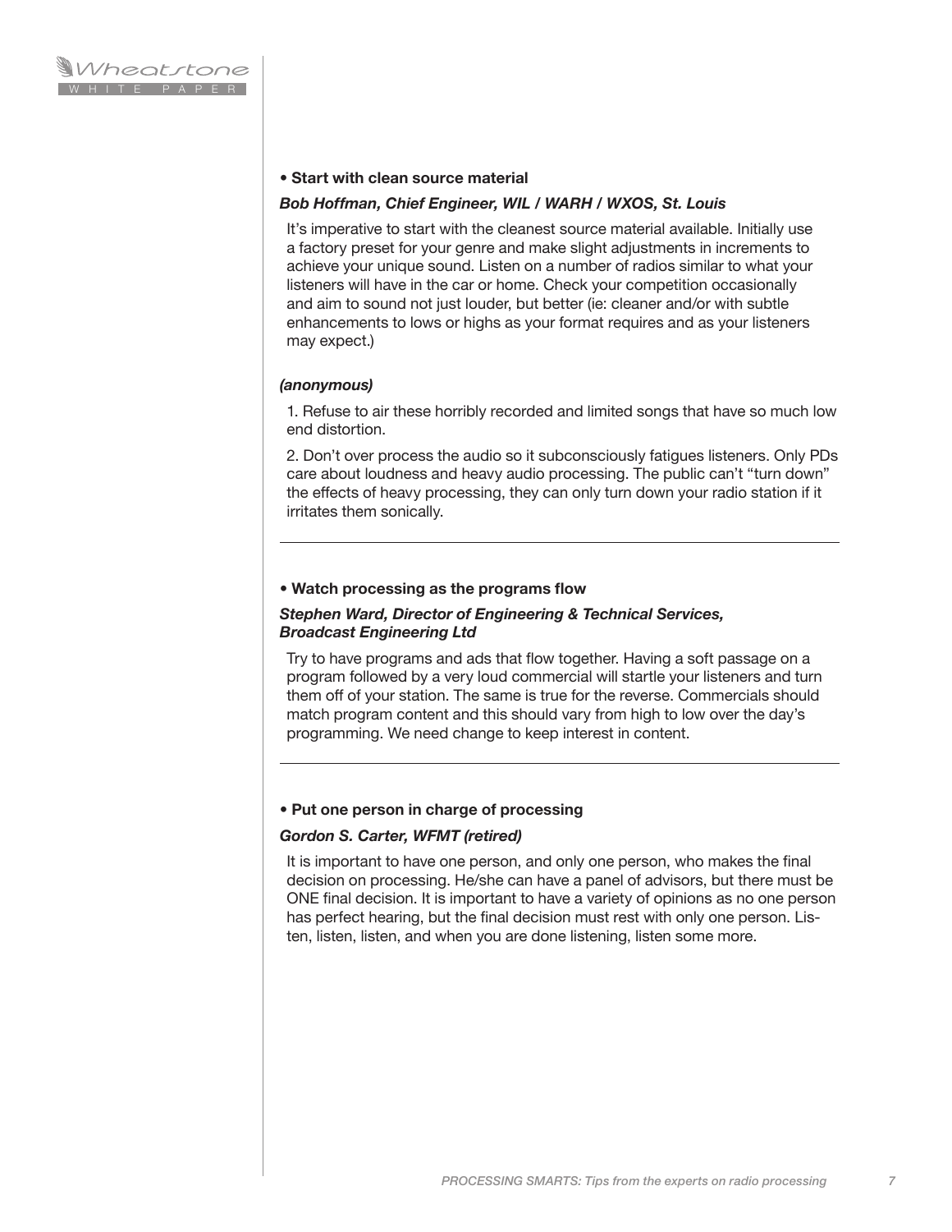**• Start with clean source material**

***Bob Hoffman, Chief Engineer, WIL / WARH / WXOS, St. Louis***

It's imperative to start with the cleanest source material available. Initially use a factory preset for your genre and make slight adjustments in increments to achieve your unique sound. Listen on a number of radios similar to what your listeners will have in the car or home. Check your competition occasionally and aim to sound not just louder, but better (ie: cleaner and/or with subtle enhancements to lows or highs as your format requires and as your listeners may expect.)

***(anonymous)***

1. Refuse to air these horribly recorded and limited songs that have so much low end distortion.

2. Don't over process the audio so it subconsciously fatigues listeners. Only PDs care about loudness and heavy audio processing. The public can't "turn down" the effects of heavy processing, they can only turn down your radio station if it irritates them sonically.

---

**• Watch processing as the programs flow**

***Stephen Ward, Director of Engineering & Technical Services, Broadcast Engineering Ltd***

Try to have programs and ads that flow together. Having a soft passage on a program followed by a very loud commercial will startle your listeners and turn them off of your station. The same is true for the reverse. Commercials should match program content and this should vary from high to low over the day's programming. We need change to keep interest in content.

---

**• Put one person in charge of processing**

***Gordon S. Carter, WFMT (retired)***

It is important to have one person, and only one person, who makes the final decision on processing. He/she can have a panel of advisors, but there must be ONE final decision. It is important to have a variety of opinions as no one person has perfect hearing, but the final decision must rest with only one person. Listen, listen, listen, and when you are done listening, listen some more.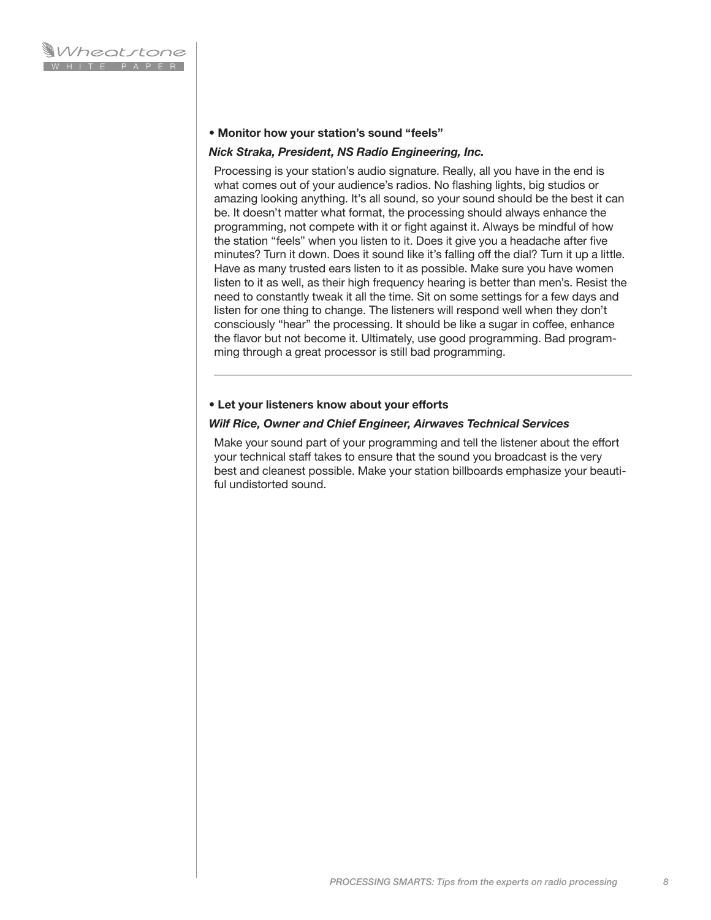**• Monitor how your station's sound "feels"**

***Nick Straka, President, NS Radio Engineering, Inc.***

Processing is your station's audio signature. Really, all you have in the end is what comes out of your audience's radios. No flashing lights, big studios or amazing looking anything. It's all sound, so your sound should be the best it can be. It doesn't matter what format, the processing should always enhance the programming, not compete with it or fight against it. Always be mindful of how the station "feels" when you listen to it. Does it give you a headache after five minutes? Turn it down. Does it sound like it's falling off the dial? Turn it up a little. Have as many trusted ears listen to it as possible. Make sure you have women listen to it as well, as their high frequency hearing is better than men's. Resist the need to constantly tweak it all the time. Sit on some settings for a few days and listen for one thing to change. The listeners will respond well when they don't consciously "hear" the processing. It should be like a sugar in coffee, enhance the flavor but not become it. Ultimately, use good programming. Bad programming through a great processor is still bad programming.

---

**• Let your listeners know about your efforts**

***Wilf Rice, Owner and Chief Engineer, Airwaves Technical Services***

Make your sound part of your programming and tell the listener about the effort your technical staff takes to ensure that the sound you broadcast is the very best and cleanest possible. Make your station billboards emphasize your beautiful undistorted sound.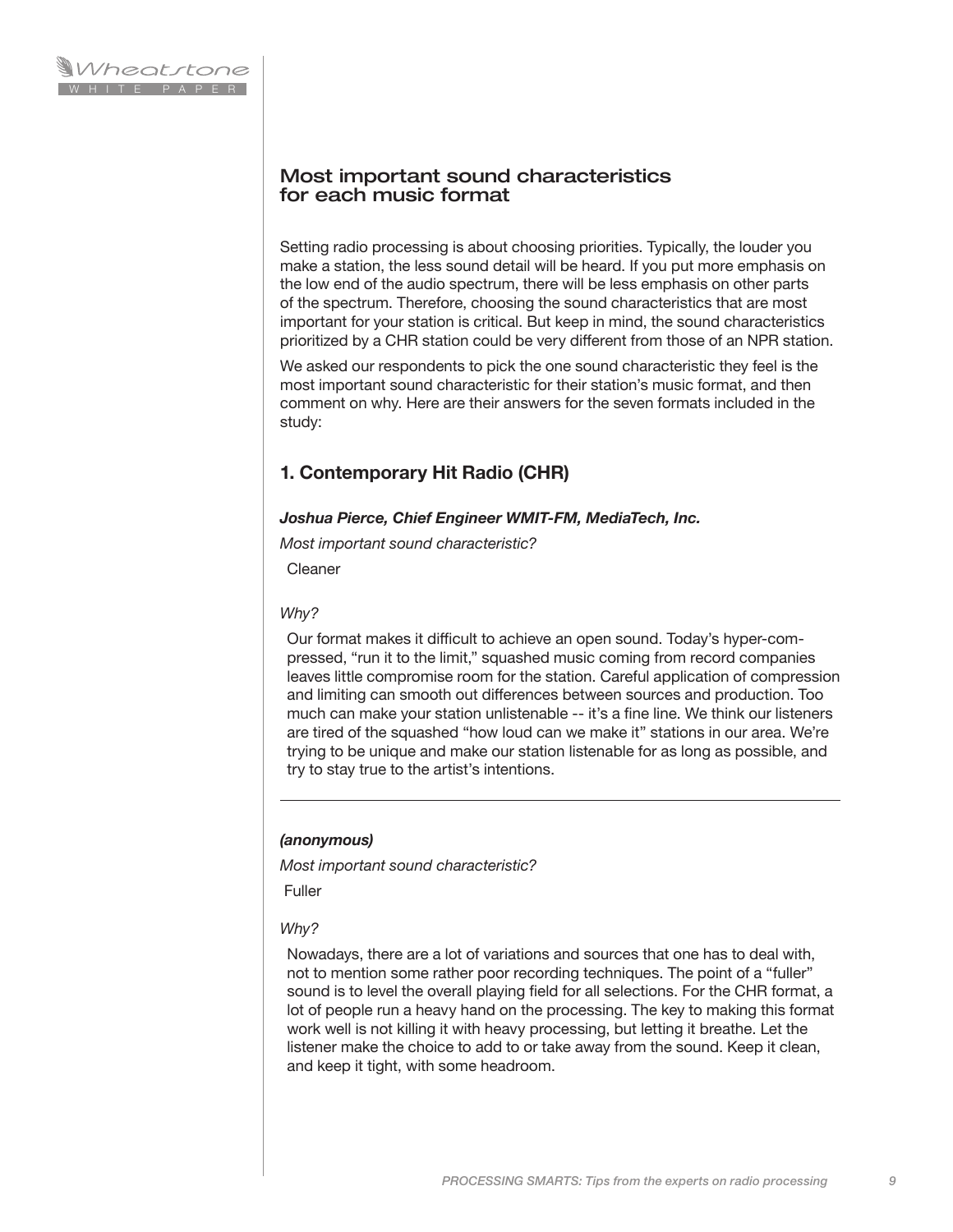## Most important sound characteristics for each music format

Setting radio processing is about choosing priorities. Typically, the louder you make a station, the less sound detail will be heard. If you put more emphasis on the low end of the audio spectrum, there will be less emphasis on other parts of the spectrum. Therefore, choosing the sound characteristics that are most important for your station is critical. But keep in mind, the sound characteristics prioritized by a CHR station could be very different from those of an NPR station.

We asked our respondents to pick the one sound characteristic they feel is the most important sound characteristic for their station's music format, and then comment on why. Here are their answers for the seven formats included in the study:

### 1. Contemporary Hit Radio (CHR)

***Joshua Pierce, Chief Engineer WMIT-FM, MediaTech, Inc.***

*Most important sound characteristic?*

Cleaner

*Why?*

Our format makes it difficult to achieve an open sound. Today's hyper-compressed, "run it to the limit," squashed music coming from record companies leaves little compromise room for the station. Careful application of compression and limiting can smooth out differences between sources and production. Too much can make your station unlistenable -- it's a fine line. We think our listeners are tired of the squashed "how loud can we make it" stations in our area. We're trying to be unique and make our station listenable for as long as possible, and try to stay true to the artist's intentions.

---

***(anonymous)***

*Most important sound characteristic?*

Fuller

*Why?*

Nowadays, there are a lot of variations and sources that one has to deal with, not to mention some rather poor recording techniques. The point of a "fuller" sound is to level the overall playing field for all selections. For the CHR format, a lot of people run a heavy hand on the processing. The key to making this format work well is not killing it with heavy processing, but letting it breathe. Let the listener make the choice to add to or take away from the sound. Keep it clean, and keep it tight, with some headroom.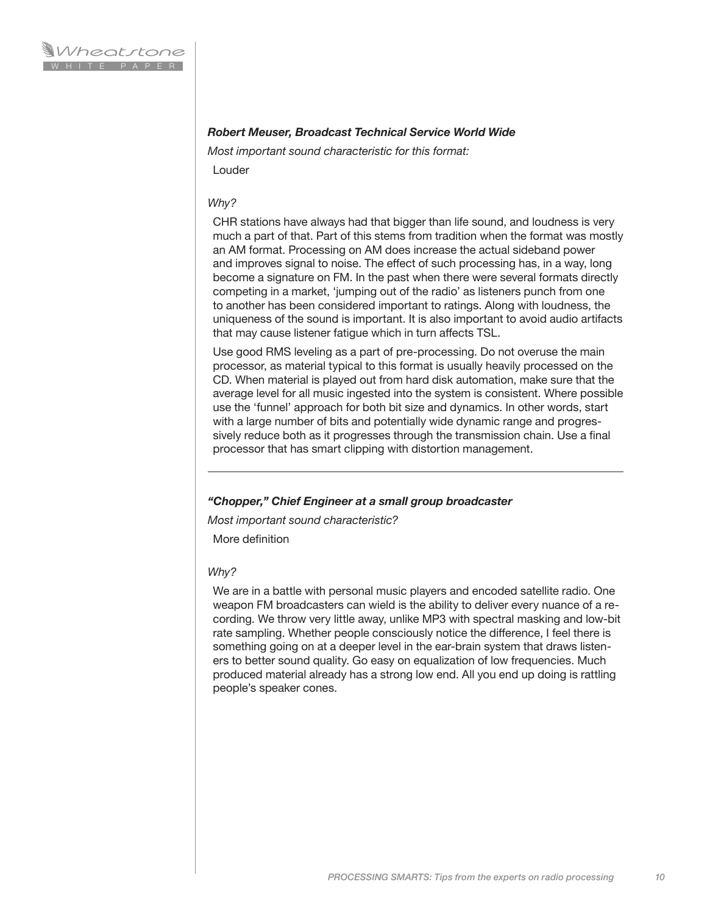***Robert Meuser, Broadcast Technical Service World Wide***

*Most important sound characteristic for this format:*

Louder

*Why?*

CHR stations have always had that bigger than life sound, and loudness is very much a part of that. Part of this stems from tradition when the format was mostly an AM format. Processing on AM does increase the actual sideband power and improves signal to noise. The effect of such processing has, in a way, long become a signature on FM. In the past when there were several formats directly competing in a market, 'jumping out of the radio' as listeners punch from one to another has been considered important to ratings. Along with loudness, the uniqueness of the sound is important. It is also important to avoid audio artifacts that may cause listener fatigue which in turn affects TSL.

Use good RMS leveling as a part of pre-processing. Do not overuse the main processor, as material typical to this format is usually heavily processed on the CD. When material is played out from hard disk automation, make sure that the average level for all music ingested into the system is consistent. Where possible use the 'funnel' approach for both bit size and dynamics. In other words, start with a large number of bits and potentially wide dynamic range and progressively reduce both as it progresses through the transmission chain. Use a final processor that has smart clipping with distortion management.

---

***"Chopper," Chief Engineer at a small group broadcaster***

*Most important sound characteristic?*

More definition

*Why?*

We are in a battle with personal music players and encoded satellite radio. One weapon FM broadcasters can wield is the ability to deliver every nuance of a recording. We throw very little away, unlike MP3 with spectral masking and low-bit rate sampling. Whether people consciously notice the difference, I feel there is something going on at a deeper level in the ear-brain system that draws listeners to better sound quality. Go easy on equalization of low frequencies. Much produced material already has a strong low end. All you end up doing is rattling people's speaker cones.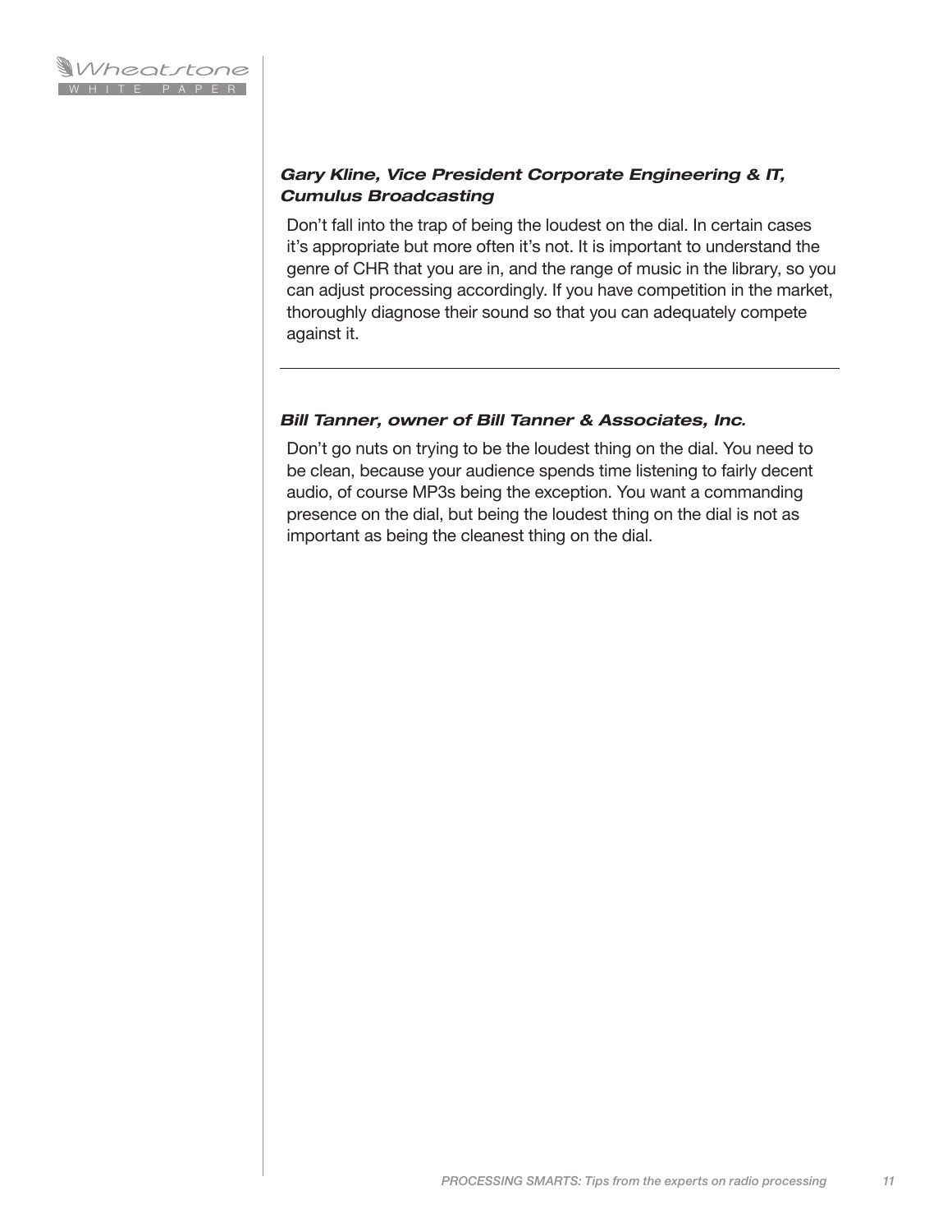***Gary Kline, Vice President Corporate Engineering & IT, Cumulus Broadcasting***

Don't fall into the trap of being the loudest on the dial. In certain cases it's appropriate but more often it's not. It is important to understand the genre of CHR that you are in, and the range of music in the library, so you can adjust processing accordingly. If you have competition in the market, thoroughly diagnose their sound so that you can adequately compete against it.

---

***Bill Tanner, owner of Bill Tanner & Associates, Inc.***

Don't go nuts on trying to be the loudest thing on the dial. You need to be clean, because your audience spends time listening to fairly decent audio, of course MP3s being the exception. You want a commanding presence on the dial, but being the loudest thing on the dial is not as important as being the cleanest thing on the dial.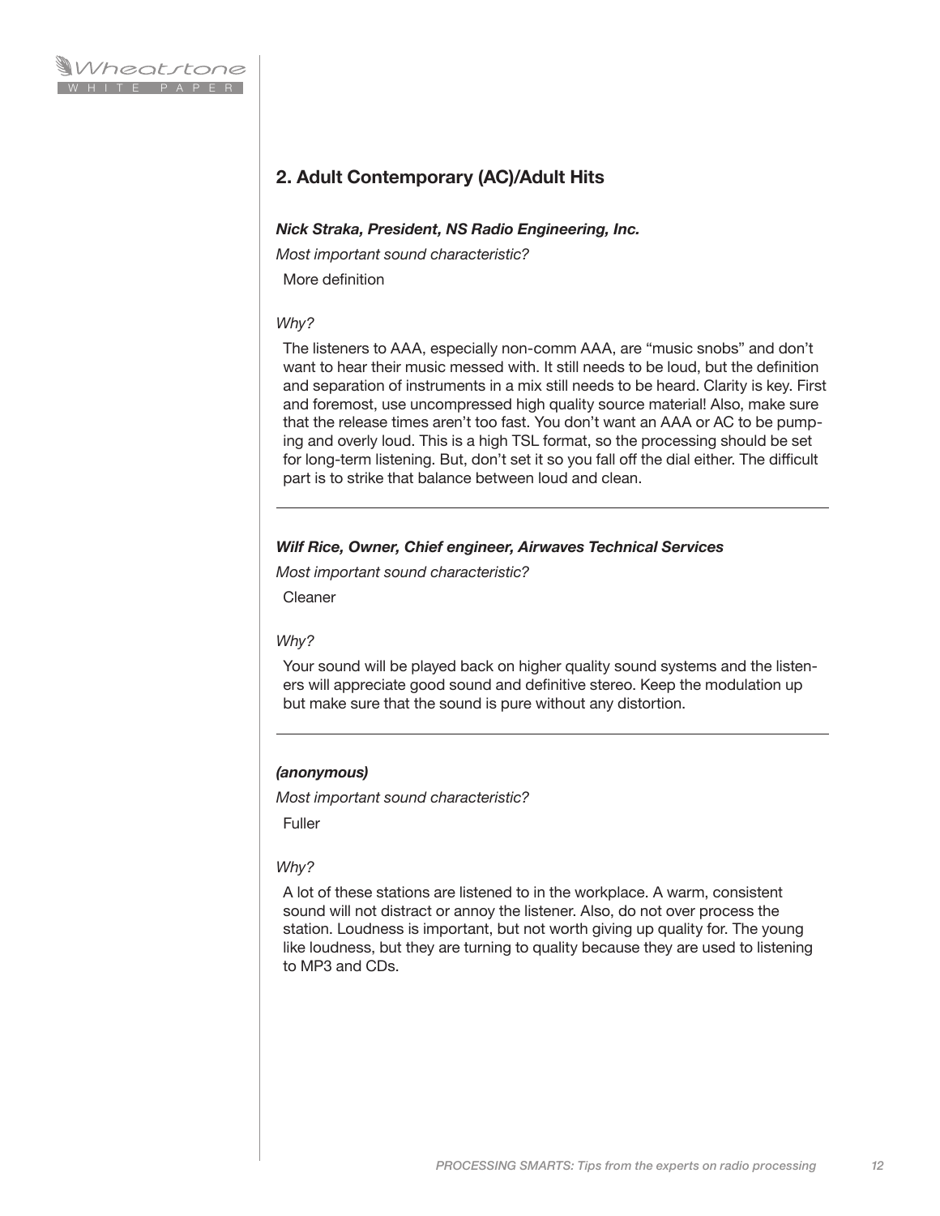## 2. Adult Contemporary (AC)/Adult Hits

***Nick Straka, President, NS Radio Engineering, Inc.***

*Most important sound characteristic?*

More definition

*Why?*

The listeners to AAA, especially non-comm AAA, are "music snobs" and don't want to hear their music messed with. It still needs to be loud, but the definition and separation of instruments in a mix still needs to be heard. Clarity is key. First and foremost, use uncompressed high quality source material! Also, make sure that the release times aren't too fast. You don't want an AAA or AC to be pumping and overly loud. This is a high TSL format, so the processing should be set for long-term listening. But, don't set it so you fall off the dial either. The difficult part is to strike that balance between loud and clean.

---

***Wilf Rice, Owner, Chief engineer, Airwaves Technical Services***

*Most important sound characteristic?*

Cleaner

*Why?*

Your sound will be played back on higher quality sound systems and the listeners will appreciate good sound and definitive stereo. Keep the modulation up but make sure that the sound is pure without any distortion.

---

***(anonymous)***

*Most important sound characteristic?*

Fuller

*Why?*

A lot of these stations are listened to in the workplace. A warm, consistent sound will not distract or annoy the listener. Also, do not over process the station. Loudness is important, but not worth giving up quality for. The young like loudness, but they are turning to quality because they are used to listening to MP3 and CDs.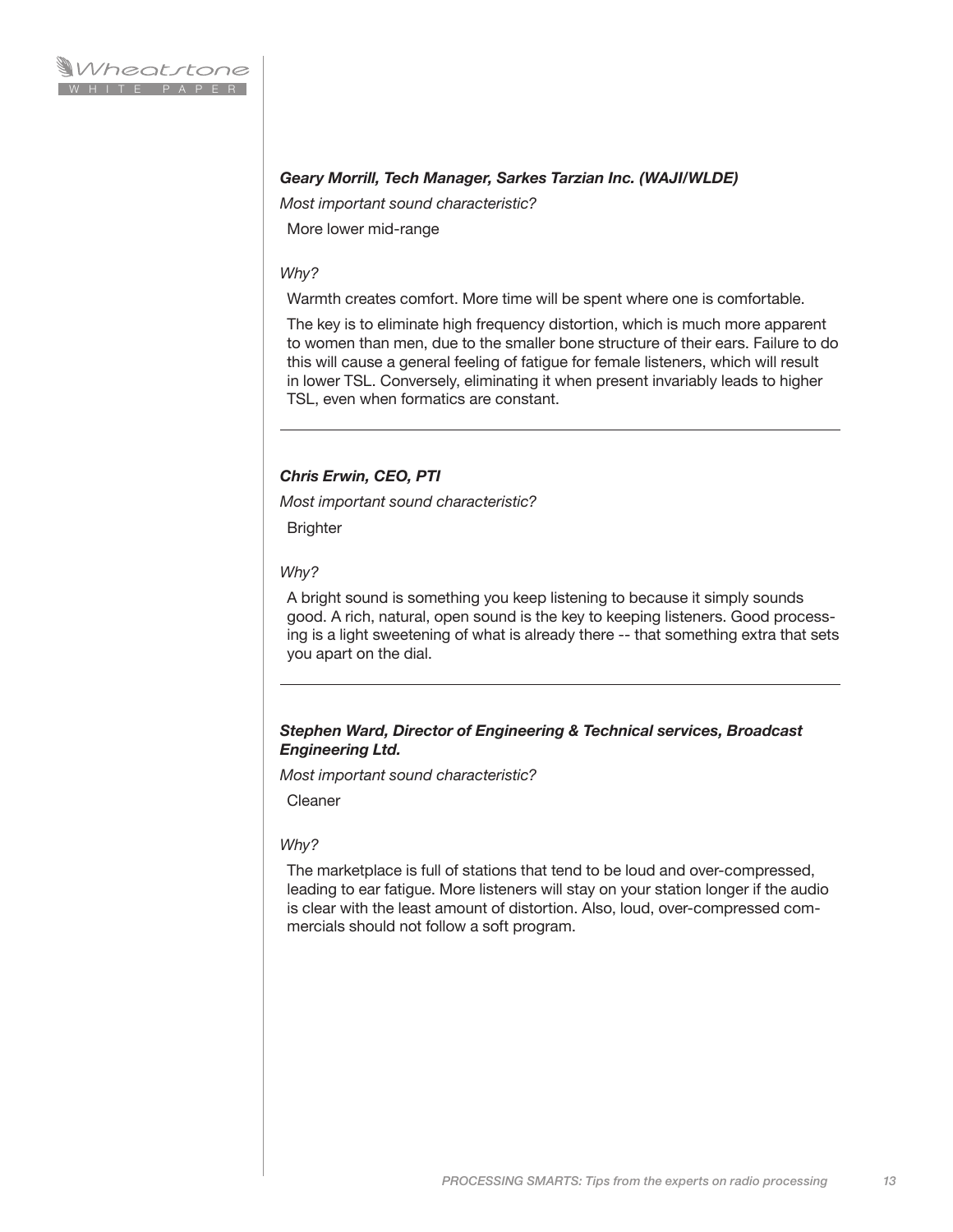***Geary Morrill, Tech Manager, Sarkes Tarzian Inc. (WAJI/WLDE)***

*Most important sound characteristic?*

More lower mid-range

*Why?*

Warmth creates comfort. More time will be spent where one is comfortable.

The key is to eliminate high frequency distortion, which is much more apparent to women than men, due to the smaller bone structure of their ears. Failure to do this will cause a general feeling of fatigue for female listeners, which will result in lower TSL. Conversely, eliminating it when present invariably leads to higher TSL, even when formatics are constant.

---

***Chris Erwin, CEO, PTI***

*Most important sound characteristic?*

Brighter

*Why?*

A bright sound is something you keep listening to because it simply sounds good. A rich, natural, open sound is the key to keeping listeners. Good processing is a light sweetening of what is already there -- that something extra that sets you apart on the dial.

---

***Stephen Ward, Director of Engineering & Technical services, Broadcast Engineering Ltd.***

*Most important sound characteristic?*

Cleaner

*Why?*

The marketplace is full of stations that tend to be loud and over-compressed, leading to ear fatigue. More listeners will stay on your station longer if the audio is clear with the least amount of distortion. Also, loud, over-compressed commercials should not follow a soft program.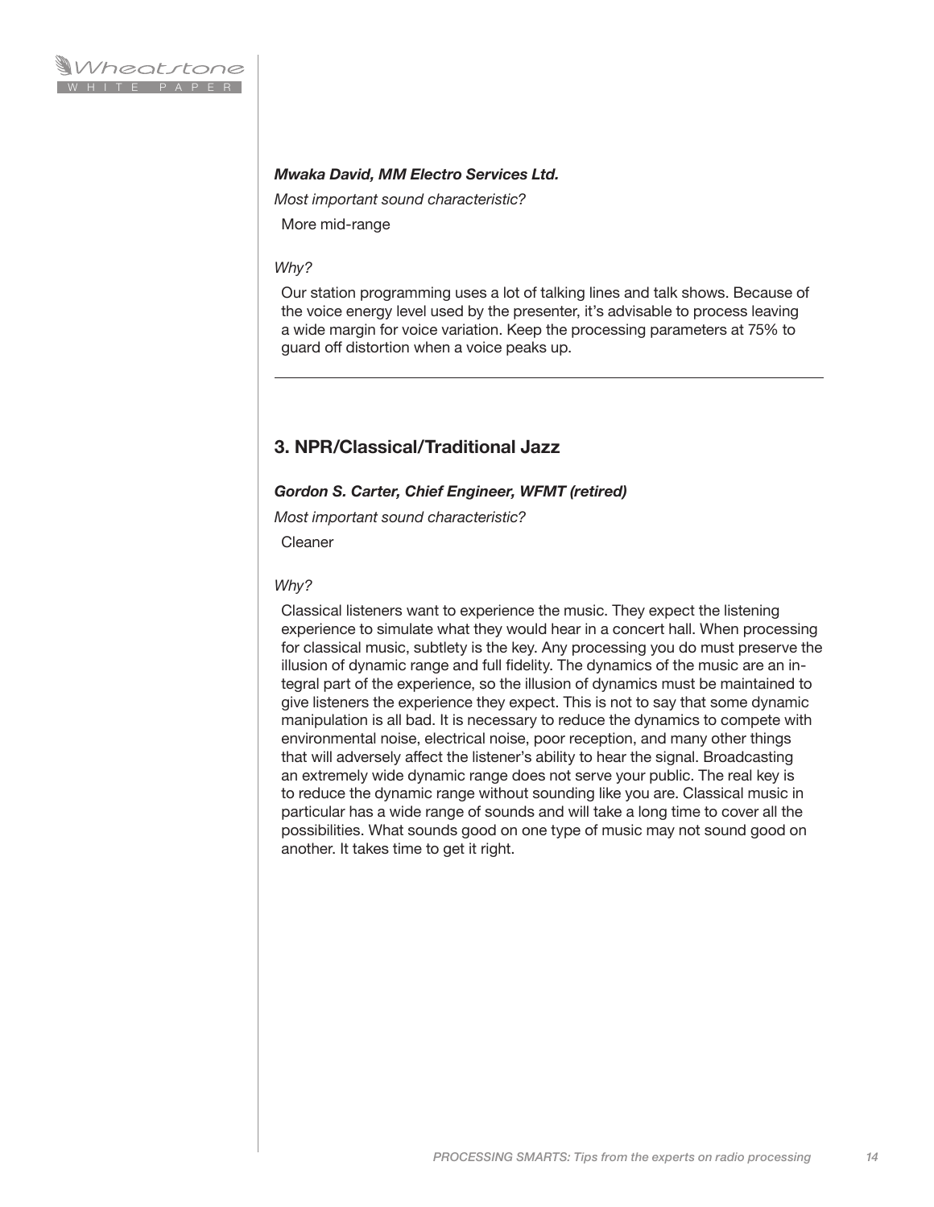***Mwaka David, MM Electro Services Ltd.***

*Most important sound characteristic?*

More mid-range

*Why?*

Our station programming uses a lot of talking lines and talk shows. Because of the voice energy level used by the presenter, it's advisable to process leaving a wide margin for voice variation. Keep the processing parameters at 75% to guard off distortion when a voice peaks up.

---

## 3. NPR/Classical/Traditional Jazz

***Gordon S. Carter, Chief Engineer, WFMT (retired)***

*Most important sound characteristic?*

Cleaner

*Why?*

Classical listeners want to experience the music. They expect the listening experience to simulate what they would hear in a concert hall. When processing for classical music, subtlety is the key. Any processing you do must preserve the illusion of dynamic range and full fidelity. The dynamics of the music are an integral part of the experience, so the illusion of dynamics must be maintained to give listeners the experience they expect. This is not to say that some dynamic manipulation is all bad. It is necessary to reduce the dynamics to compete with environmental noise, electrical noise, poor reception, and many other things that will adversely affect the listener's ability to hear the signal. Broadcasting an extremely wide dynamic range does not serve your public. The real key is to reduce the dynamic range without sounding like you are. Classical music in particular has a wide range of sounds and will take a long time to cover all the possibilities. What sounds good on one type of music may not sound good on another. It takes time to get it right.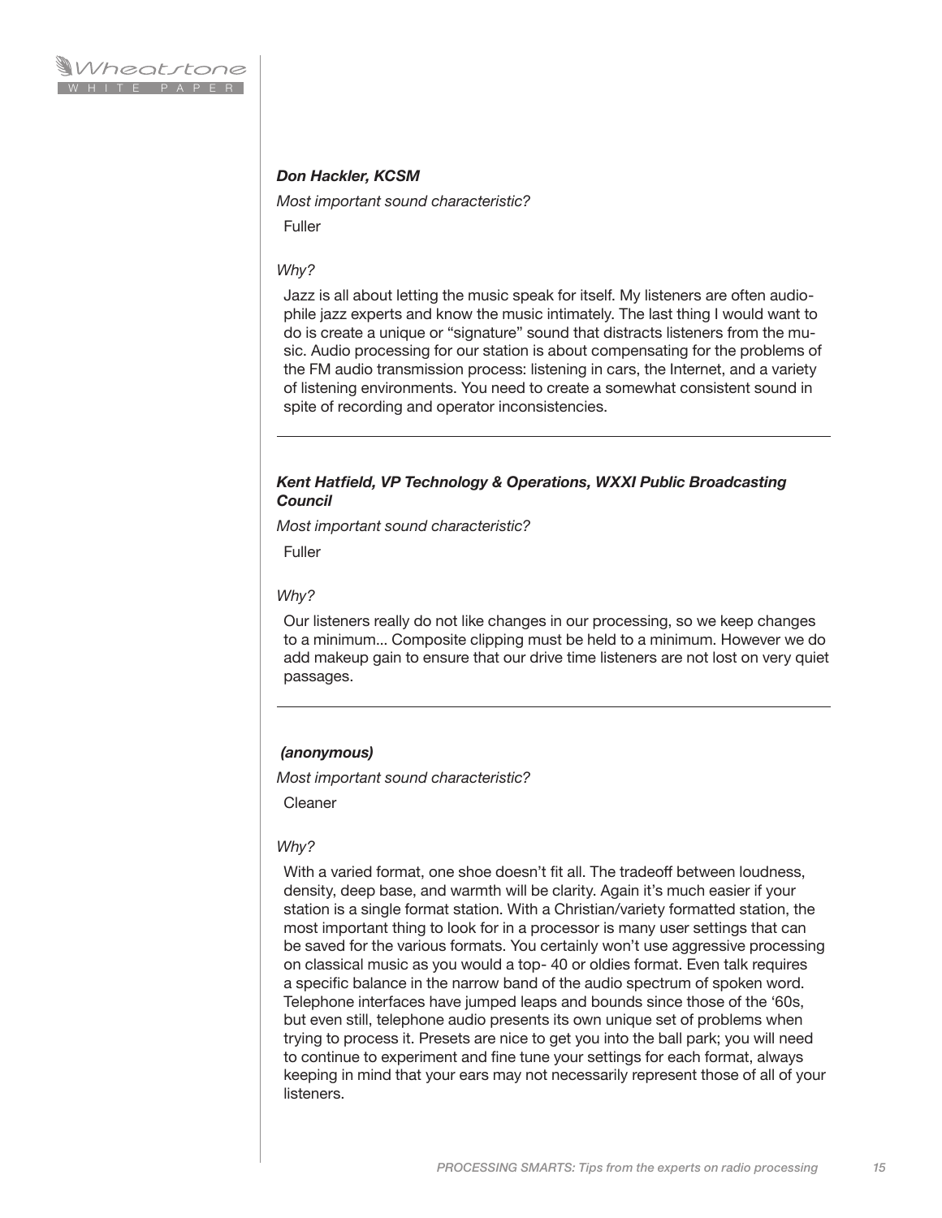***Don Hackler, KCSM***

*Most important sound characteristic?*

Fuller

*Why?*

Jazz is all about letting the music speak for itself. My listeners are often audiophile jazz experts and know the music intimately. The last thing I would want to do is create a unique or "signature" sound that distracts listeners from the music. Audio processing for our station is about compensating for the problems of the FM audio transmission process: listening in cars, the Internet, and a variety of listening environments. You need to create a somewhat consistent sound in spite of recording and operator inconsistencies.

---

***Kent Hatfield, VP Technology & Operations, WXXI Public Broadcasting Council***

*Most important sound characteristic?*

Fuller

*Why?*

Our listeners really do not like changes in our processing, so we keep changes to a minimum... Composite clipping must be held to a minimum. However we do add makeup gain to ensure that our drive time listeners are not lost on very quiet passages.

---

***(anonymous)***

*Most important sound characteristic?*

Cleaner

*Why?*

With a varied format, one shoe doesn't fit all. The tradeoff between loudness, density, deep base, and warmth will be clarity. Again it's much easier if your station is a single format station. With a Christian/variety formatted station, the most important thing to look for in a processor is many user settings that can be saved for the various formats. You certainly won't use aggressive processing on classical music as you would a top- 40 or oldies format. Even talk requires a specific balance in the narrow band of the audio spectrum of spoken word. Telephone interfaces have jumped leaps and bounds since those of the '60s, but even still, telephone audio presents its own unique set of problems when trying to process it. Presets are nice to get you into the ball park; you will need to continue to experiment and fine tune your settings for each format, always keeping in mind that your ears may not necessarily represent those of all of your listeners.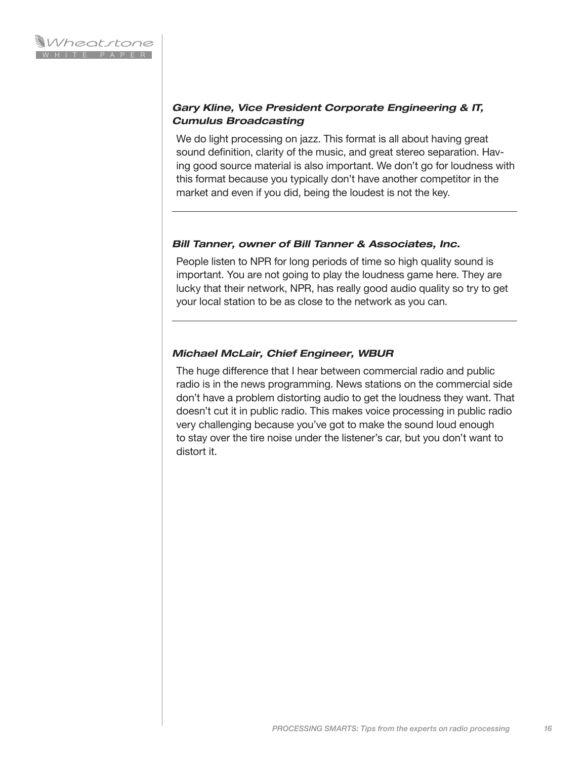***Gary Kline, Vice President Corporate Engineering & IT, Cumulus Broadcasting***

We do light processing on jazz. This format is all about having great sound definition, clarity of the music, and great stereo separation. Having good source material is also important. We don't go for loudness with this format because you typically don't have another competitor in the market and even if you did, being the loudest is not the key.

---

***Bill Tanner, owner of Bill Tanner & Associates, Inc.***

People listen to NPR for long periods of time so high quality sound is important. You are not going to play the loudness game here. They are lucky that their network, NPR, has really good audio quality so try to get your local station to be as close to the network as you can.

---

***Michael McLair, Chief Engineer, WBUR***

The huge difference that I hear between commercial radio and public radio is in the news programming. News stations on the commercial side don't have a problem distorting audio to get the loudness they want. That doesn't cut it in public radio. This makes voice processing in public radio very challenging because you've got to make the sound loud enough to stay over the tire noise under the listener's car, but you don't want to distort it.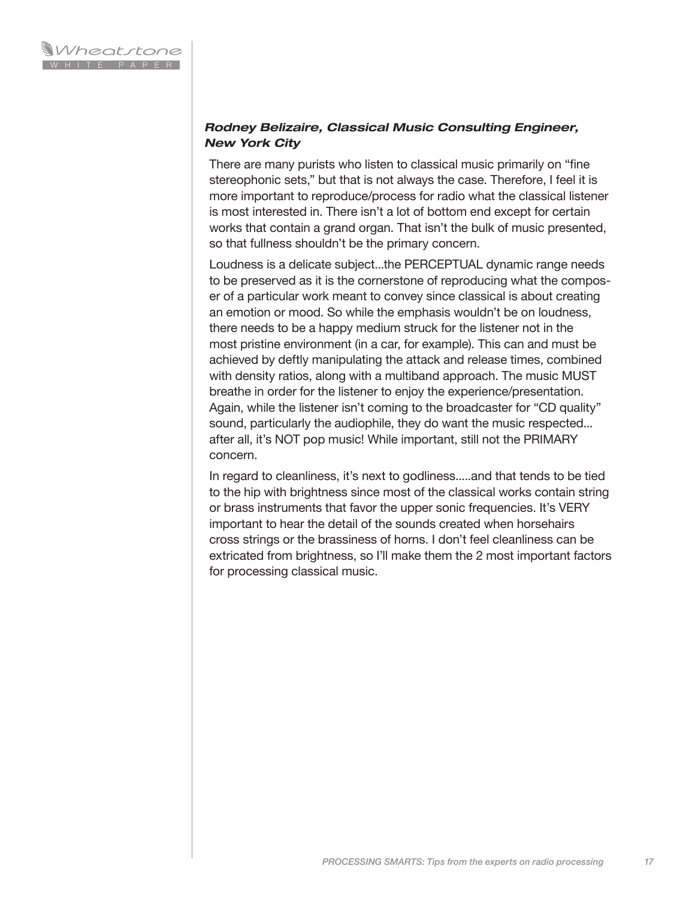***Rodney Belizaire, Classical Music Consulting Engineer, New York City***

There are many purists who listen to classical music primarily on "fine stereophonic sets," but that is not always the case. Therefore, I feel it is more important to reproduce/process for radio what the classical listener is most interested in. There isn't a lot of bottom end except for certain works that contain a grand organ. That isn't the bulk of music presented, so that fullness shouldn't be the primary concern.

Loudness is a delicate subject...the PERCEPTUAL dynamic range needs to be preserved as it is the cornerstone of reproducing what the composer of a particular work meant to convey since classical is about creating an emotion or mood. So while the emphasis wouldn't be on loudness, there needs to be a happy medium struck for the listener not in the most pristine environment (in a car, for example). This can and must be achieved by deftly manipulating the attack and release times, combined with density ratios, along with a multiband approach. The music MUST breathe in order for the listener to enjoy the experience/presentation. Again, while the listener isn't coming to the broadcaster for "CD quality" sound, particularly the audiophile, they do want the music respected... after all, it's NOT pop music! While important, still not the PRIMARY concern.

In regard to cleanliness, it's next to godliness.....and that tends to be tied to the hip with brightness since most of the classical works contain string or brass instruments that favor the upper sonic frequencies. It's VERY important to hear the detail of the sounds created when horsehairs cross strings or the brassiness of horns. I don't feel cleanliness can be extricated from brightness, so I'll make them the 2 most important factors for processing classical music.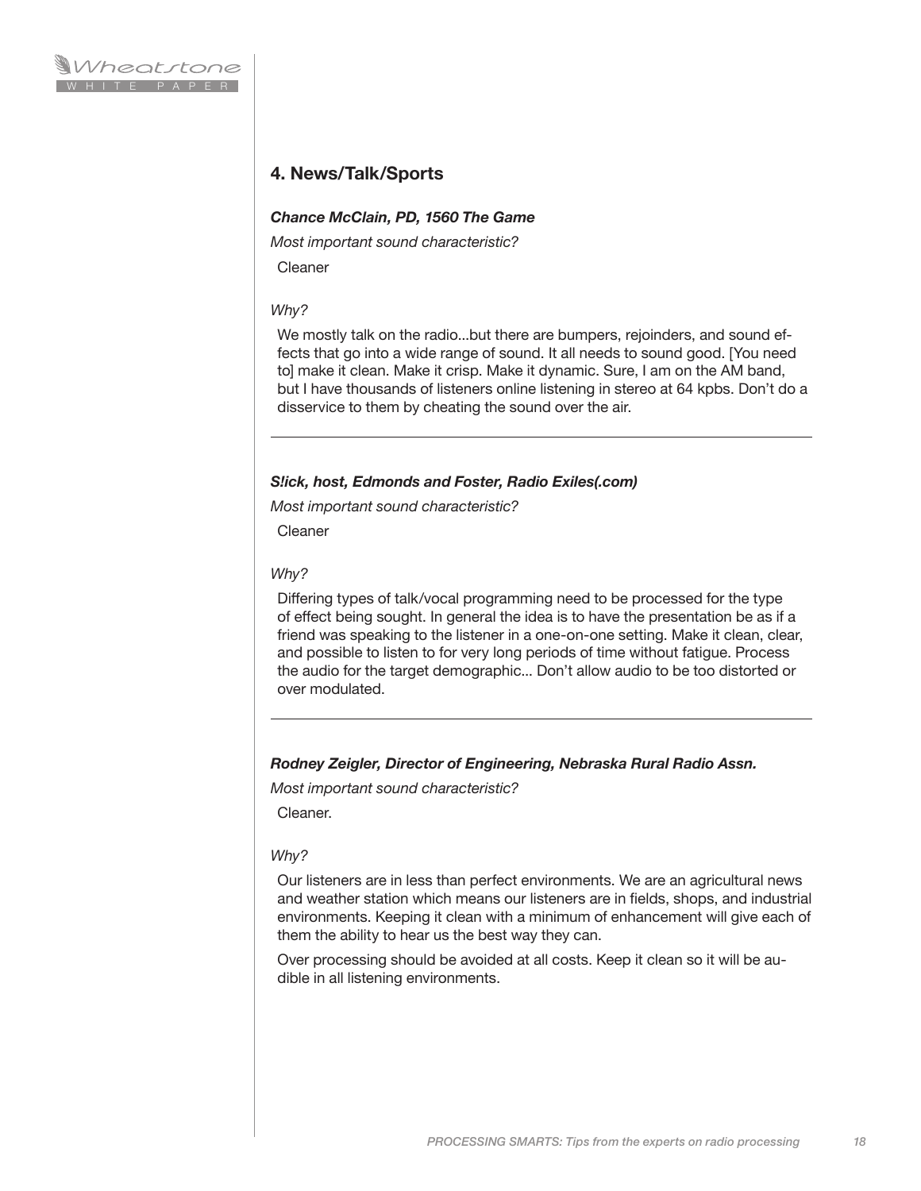## 4. News/Talk/Sports

***Chance McClain, PD, 1560 The Game***

*Most important sound characteristic?*

Cleaner

*Why?*

We mostly talk on the radio...but there are bumpers, rejoinders, and sound effects that go into a wide range of sound. It all needs to sound good. [You need to] make it clean. Make it crisp. Make it dynamic. Sure, I am on the AM band, but I have thousands of listeners online listening in stereo at 64 kpbs. Don't do a disservice to them by cheating the sound over the air.

---

***S!ick, host, Edmonds and Foster, Radio Exiles(.com)***

*Most important sound characteristic?*

Cleaner

*Why?*

Differing types of talk/vocal programming need to be processed for the type of effect being sought. In general the idea is to have the presentation be as if a friend was speaking to the listener in a one-on-one setting. Make it clean, clear, and possible to listen to for very long periods of time without fatigue. Process the audio for the target demographic... Don't allow audio to be too distorted or over modulated.

---

***Rodney Zeigler, Director of Engineering, Nebraska Rural Radio Assn.***

*Most important sound characteristic?*

Cleaner.

*Why?*

Our listeners are in less than perfect environments. We are an agricultural news and weather station which means our listeners are in fields, shops, and industrial environments. Keeping it clean with a minimum of enhancement will give each of them the ability to hear us the best way they can.

Over processing should be avoided at all costs. Keep it clean so it will be audible in all listening environments.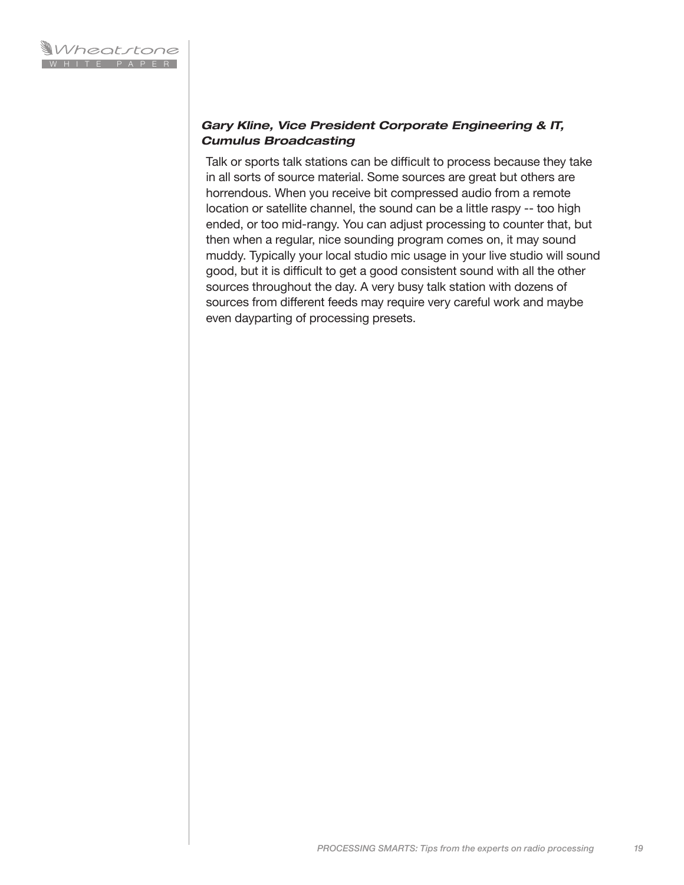***Gary Kline, Vice President Corporate Engineering & IT, Cumulus Broadcasting***

Talk or sports talk stations can be difficult to process because they take in all sorts of source material. Some sources are great but others are horrendous. When you receive bit compressed audio from a remote location or satellite channel, the sound can be a little raspy -- too high ended, or too mid-rangy. You can adjust processing to counter that, but then when a regular, nice sounding program comes on, it may sound muddy. Typically your local studio mic usage in your live studio will sound good, but it is difficult to get a good consistent sound with all the other sources throughout the day. A very busy talk station with dozens of sources from different feeds may require very careful work and maybe even dayparting of processing presets.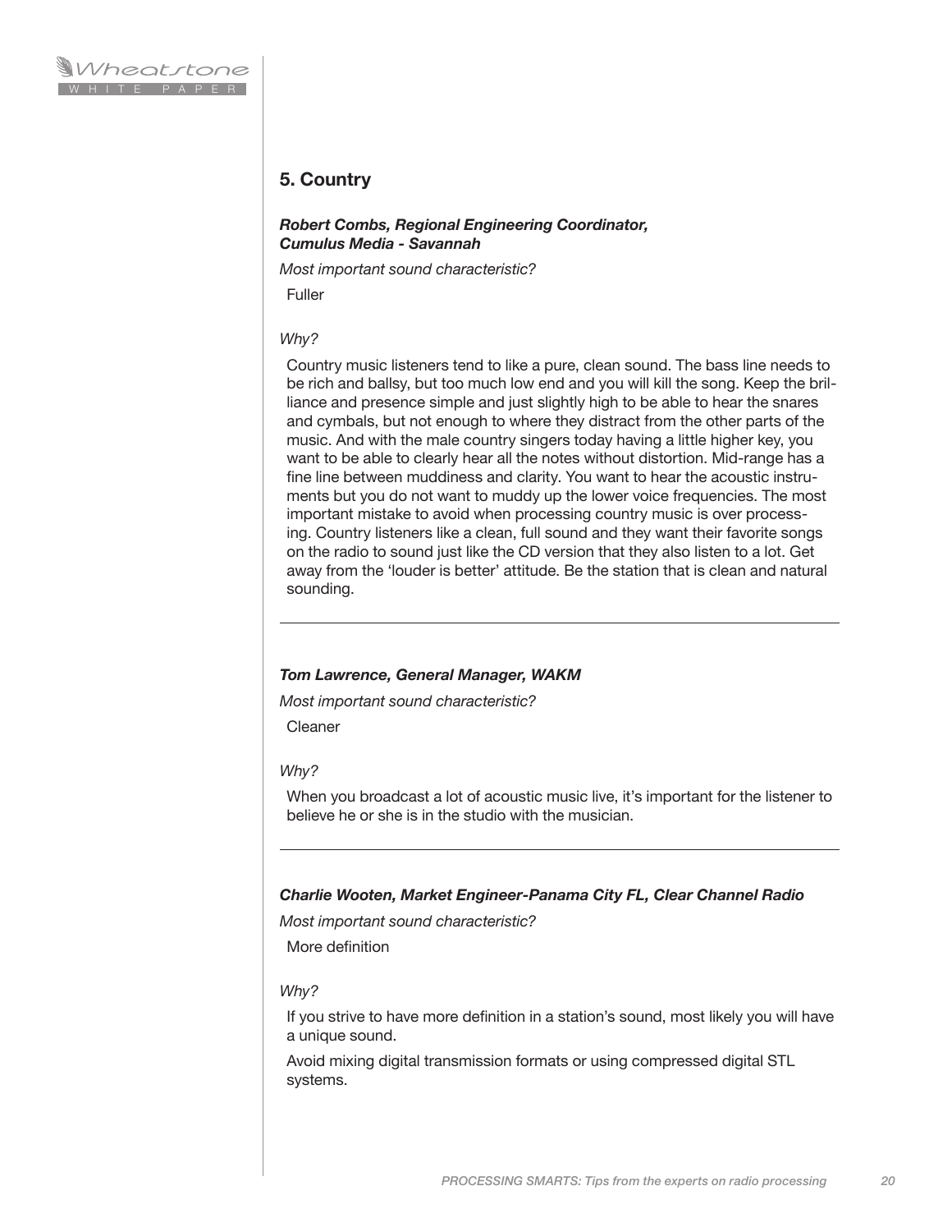## 5. Country

***Robert Combs, Regional Engineering Coordinator, Cumulus Media - Savannah***

*Most important sound characteristic?*

Fuller

*Why?*

Country music listeners tend to like a pure, clean sound. The bass line needs to be rich and ballsy, but too much low end and you will kill the song. Keep the brilliance and presence simple and just slightly high to be able to hear the snares and cymbals, but not enough to where they distract from the other parts of the music. And with the male country singers today having a little higher key, you want to be able to clearly hear all the notes without distortion. Mid-range has a fine line between muddiness and clarity. You want to hear the acoustic instruments but you do not want to muddy up the lower voice frequencies. The most important mistake to avoid when processing country music is over processing. Country listeners like a clean, full sound and they want their favorite songs on the radio to sound just like the CD version that they also listen to a lot. Get away from the 'louder is better' attitude. Be the station that is clean and natural sounding.

---

***Tom Lawrence, General Manager, WAKM***

*Most important sound characteristic?*

Cleaner

*Why?*

When you broadcast a lot of acoustic music live, it's important for the listener to believe he or she is in the studio with the musician.

---

***Charlie Wooten, Market Engineer-Panama City FL, Clear Channel Radio***

*Most important sound characteristic?*

More definition

*Why?*

If you strive to have more definition in a station's sound, most likely you will have a unique sound.

Avoid mixing digital transmission formats or using compressed digital STL systems.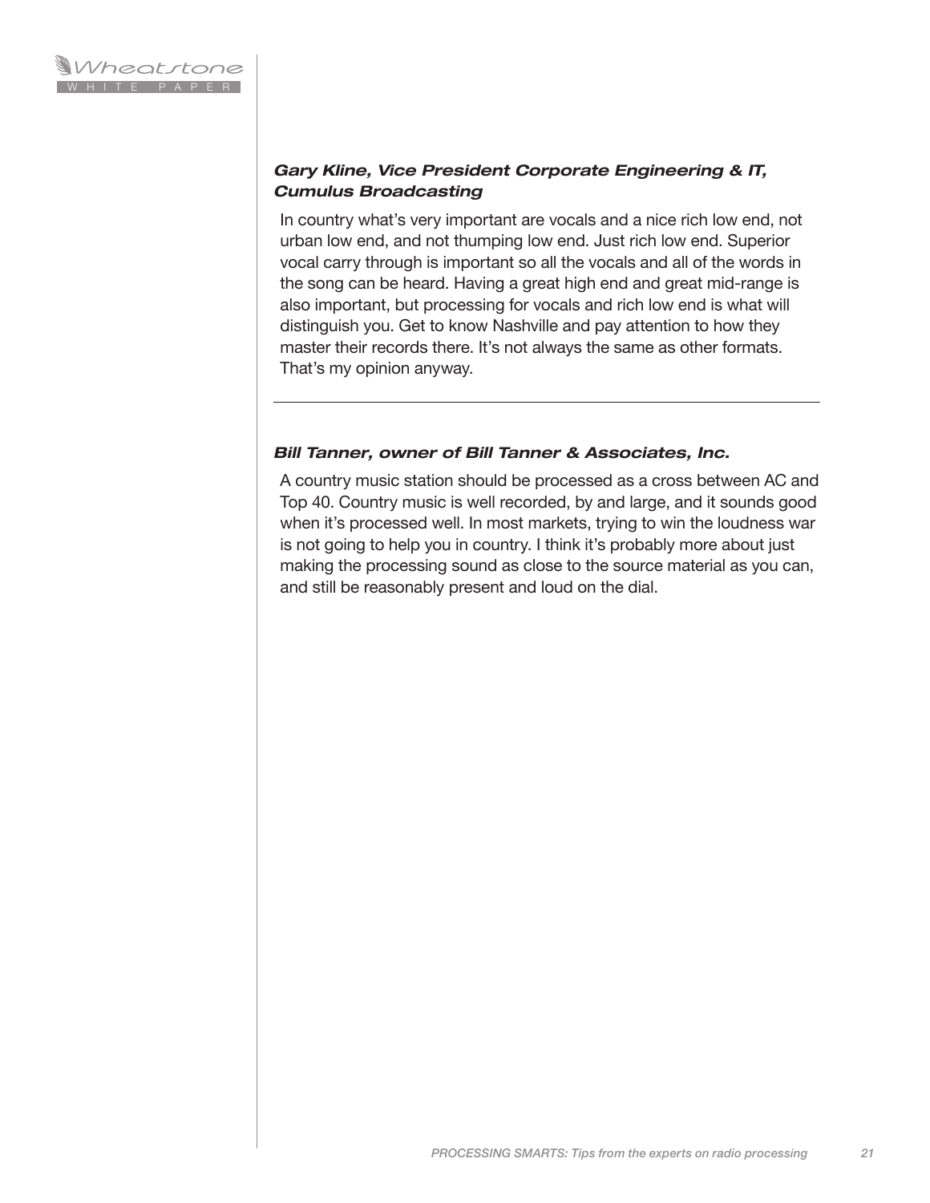***Gary Kline, Vice President Corporate Engineering & IT, Cumulus Broadcasting***

In country what's very important are vocals and a nice rich low end, not urban low end, and not thumping low end. Just rich low end. Superior vocal carry through is important so all the vocals and all of the words in the song can be heard. Having a great high end and great mid-range is also important, but processing for vocals and rich low end is what will distinguish you. Get to know Nashville and pay attention to how they master their records there. It's not always the same as other formats. That's my opinion anyway.

---

***Bill Tanner, owner of Bill Tanner & Associates, Inc.***

A country music station should be processed as a cross between AC and Top 40. Country music is well recorded, by and large, and it sounds good when it's processed well. In most markets, trying to win the loudness war is not going to help you in country. I think it's probably more about just making the processing sound as close to the source material as you can, and still be reasonably present and loud on the dial.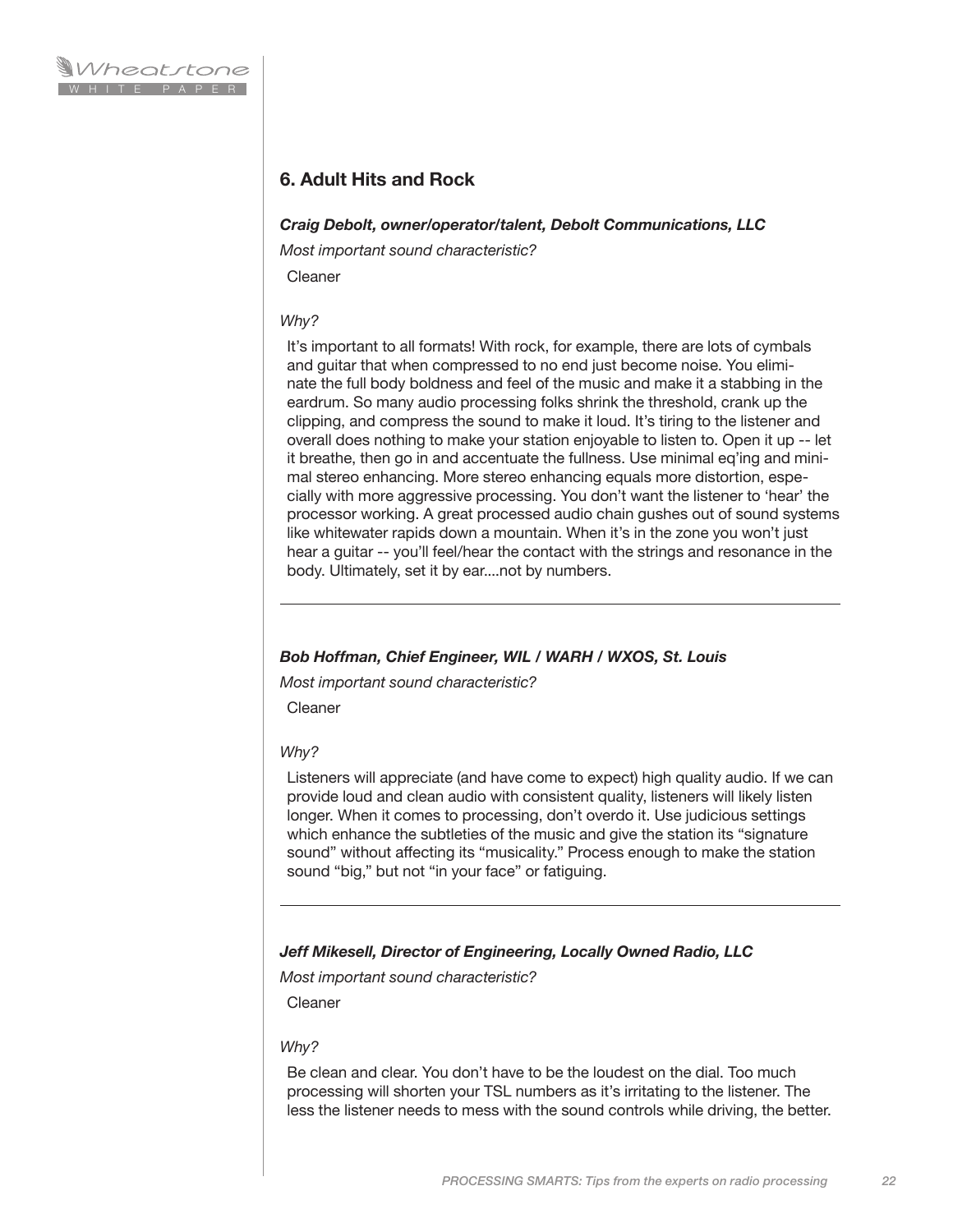## 6. Adult Hits and Rock

***Craig Debolt, owner/operator/talent, Debolt Communications, LLC***

*Most important sound characteristic?*

Cleaner

*Why?*

It's important to all formats! With rock, for example, there are lots of cymbals and guitar that when compressed to no end just become noise. You eliminate the full body boldness and feel of the music and make it a stabbing in the eardrum. So many audio processing folks shrink the threshold, crank up the clipping, and compress the sound to make it loud. It's tiring to the listener and overall does nothing to make your station enjoyable to listen to. Open it up -- let it breathe, then go in and accentuate the fullness. Use minimal eq'ing and minimal stereo enhancing. More stereo enhancing equals more distortion, especially with more aggressive processing. You don't want the listener to 'hear' the processor working. A great processed audio chain gushes out of sound systems like whitewater rapids down a mountain. When it's in the zone you won't just hear a guitar -- you'll feel/hear the contact with the strings and resonance in the body. Ultimately, set it by ear....not by numbers.

---

***Bob Hoffman, Chief Engineer, WIL / WARH / WXOS, St. Louis***

*Most important sound characteristic?*

Cleaner

*Why?*

Listeners will appreciate (and have come to expect) high quality audio. If we can provide loud and clean audio with consistent quality, listeners will likely listen longer. When it comes to processing, don't overdo it. Use judicious settings which enhance the subtleties of the music and give the station its "signature sound" without affecting its "musicality." Process enough to make the station sound "big," but not "in your face" or fatiguing.

---

***Jeff Mikesell, Director of Engineering, Locally Owned Radio, LLC***

*Most important sound characteristic?*

Cleaner

*Why?*

Be clean and clear. You don't have to be the loudest on the dial. Too much processing will shorten your TSL numbers as it's irritating to the listener. The less the listener needs to mess with the sound controls while driving, the better.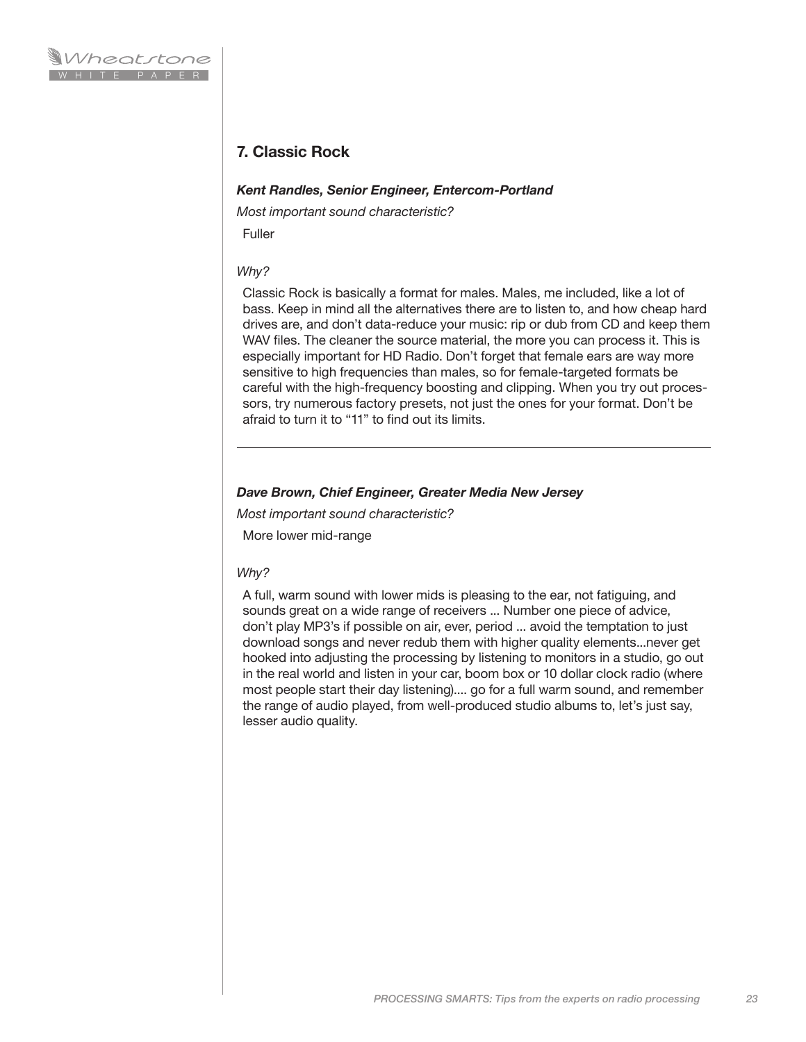## 7. Classic Rock

***Kent Randles, Senior Engineer, Entercom-Portland***

*Most important sound characteristic?*

Fuller

*Why?*

Classic Rock is basically a format for males. Males, me included, like a lot of bass. Keep in mind all the alternatives there are to listen to, and how cheap hard drives are, and don't data-reduce your music: rip or dub from CD and keep them WAV files. The cleaner the source material, the more you can process it. This is especially important for HD Radio. Don't forget that female ears are way more sensitive to high frequencies than males, so for female-targeted formats be careful with the high-frequency boosting and clipping. When you try out processors, try numerous factory presets, not just the ones for your format. Don't be afraid to turn it to "11" to find out its limits.

---

***Dave Brown, Chief Engineer, Greater Media New Jersey***

*Most important sound characteristic?*

More lower mid-range

*Why?*

A full, warm sound with lower mids is pleasing to the ear, not fatiguing, and sounds great on a wide range of receivers ... Number one piece of advice, don't play MP3's if possible on air, ever, period ... avoid the temptation to just download songs and never redub them with higher quality elements...never get hooked into adjusting the processing by listening to monitors in a studio, go out in the real world and listen in your car, boom box or 10 dollar clock radio (where most people start their day listening).... go for a full warm sound, and remember the range of audio played, from well-produced studio albums to, let's just say, lesser audio quality.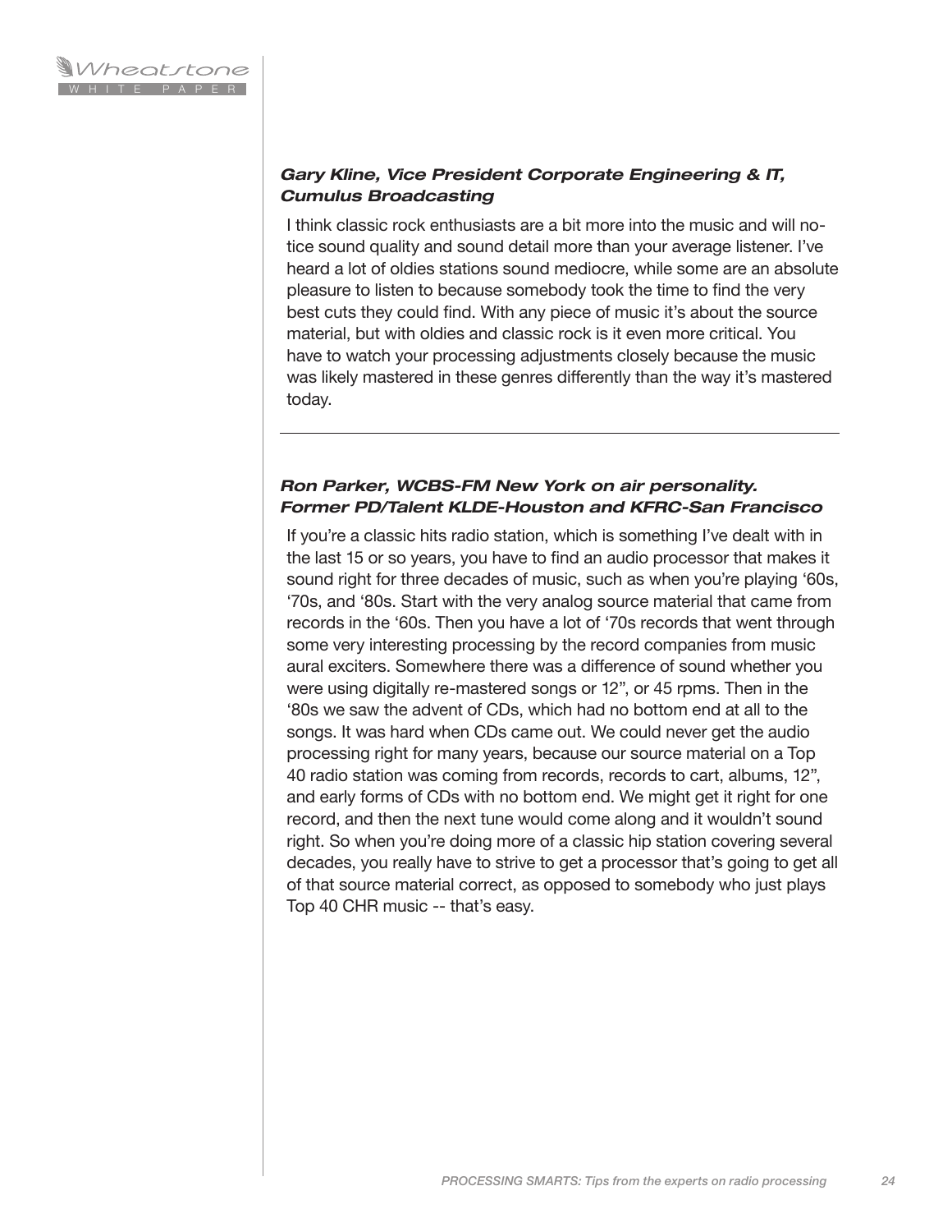***Gary Kline, Vice President Corporate Engineering & IT, Cumulus Broadcasting***

I think classic rock enthusiasts are a bit more into the music and will notice sound quality and sound detail more than your average listener. I've heard a lot of oldies stations sound mediocre, while some are an absolute pleasure to listen to because somebody took the time to find the very best cuts they could find. With any piece of music it's about the source material, but with oldies and classic rock is it even more critical. You have to watch your processing adjustments closely because the music was likely mastered in these genres differently than the way it's mastered today.

---

***Ron Parker, WCBS-FM New York on air personality. Former PD/Talent KLDE-Houston and KFRC-San Francisco***

If you're a classic hits radio station, which is something I've dealt with in the last 15 or so years, you have to find an audio processor that makes it sound right for three decades of music, such as when you're playing '60s, '70s, and '80s. Start with the very analog source material that came from records in the '60s. Then you have a lot of '70s records that went through some very interesting processing by the record companies from music aural exciters. Somewhere there was a difference of sound whether you were using digitally re-mastered songs or 12", or 45 rpms. Then in the '80s we saw the advent of CDs, which had no bottom end at all to the songs. It was hard when CDs came out. We could never get the audio processing right for many years, because our source material on a Top 40 radio station was coming from records, records to cart, albums, 12", and early forms of CDs with no bottom end. We might get it right for one record, and then the next tune would come along and it wouldn't sound right. So when you're doing more of a classic hip station covering several decades, you really have to strive to get a processor that's going to get all of that source material correct, as opposed to somebody who just plays Top 40 CHR music -- that's easy.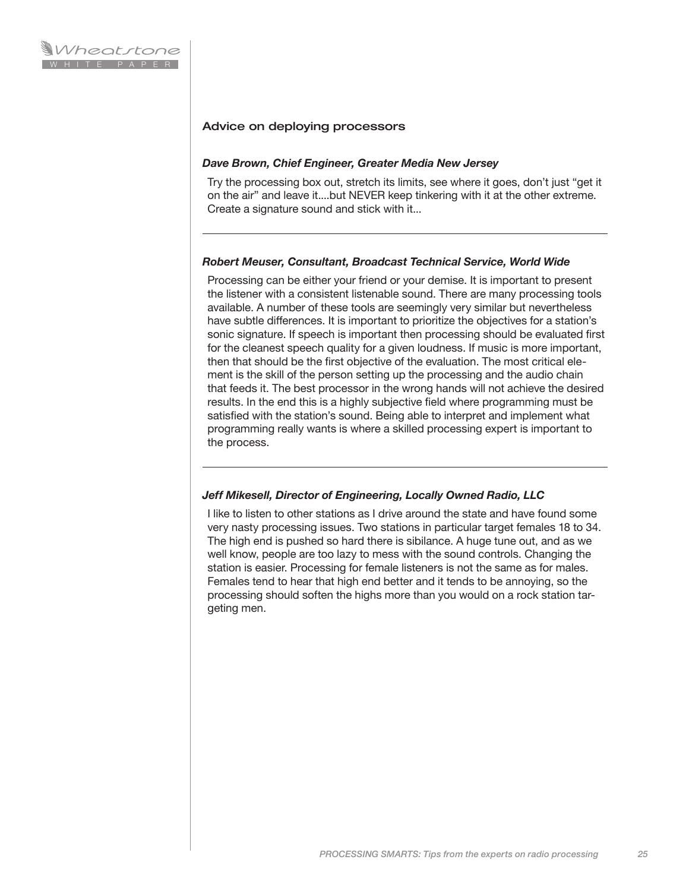## Advice on deploying processors

***Dave Brown, Chief Engineer, Greater Media New Jersey***

Try the processing box out, stretch its limits, see where it goes, don't just "get it on the air" and leave it....but NEVER keep tinkering with it at the other extreme. Create a signature sound and stick with it...

---

***Robert Meuser, Consultant, Broadcast Technical Service, World Wide***

Processing can be either your friend or your demise. It is important to present the listener with a consistent listenable sound. There are many processing tools available. A number of these tools are seemingly very similar but nevertheless have subtle differences. It is important to prioritize the objectives for a station's sonic signature. If speech is important then processing should be evaluated first for the cleanest speech quality for a given loudness. If music is more important, then that should be the first objective of the evaluation. The most critical element is the skill of the person setting up the processing and the audio chain that feeds it. The best processor in the wrong hands will not achieve the desired results. In the end this is a highly subjective field where programming must be satisfied with the station's sound. Being able to interpret and implement what programming really wants is where a skilled processing expert is important to the process.

---

***Jeff Mikesell, Director of Engineering, Locally Owned Radio, LLC***

I like to listen to other stations as I drive around the state and have found some very nasty processing issues. Two stations in particular target females 18 to 34. The high end is pushed so hard there is sibilance. A huge tune out, and as we well know, people are too lazy to mess with the sound controls. Changing the station is easier. Processing for female listeners is not the same as for males. Females tend to hear that high end better and it tends to be annoying, so the processing should soften the highs more than you would on a rock station targeting men.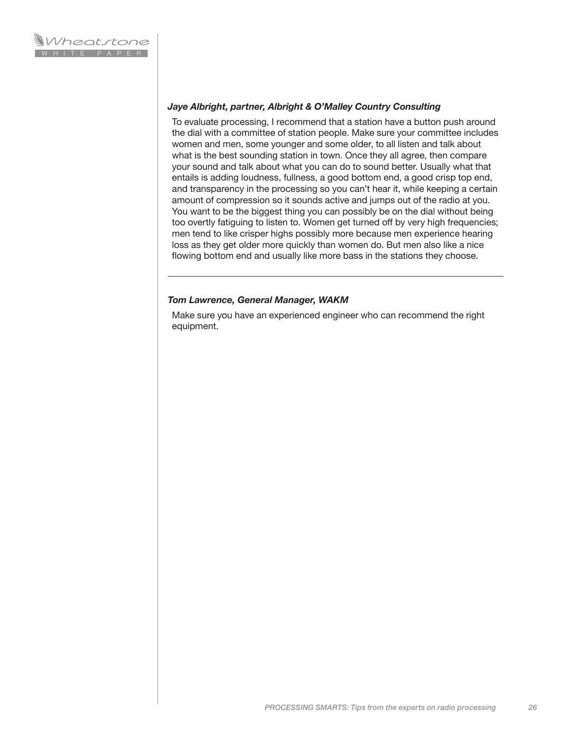***Jaye Albright, partner, Albright & O'Malley Country Consulting***

To evaluate processing, I recommend that a station have a button push around the dial with a committee of station people. Make sure your committee includes women and men, some younger and some older, to all listen and talk about what is the best sounding station in town. Once they all agree, then compare your sound and talk about what you can do to sound better. Usually what that entails is adding loudness, fullness, a good bottom end, a good crisp top end, and transparency in the processing so you can't hear it, while keeping a certain amount of compression so it sounds active and jumps out of the radio at you. You want to be the biggest thing you can possibly be on the dial without being too overtly fatiguing to listen to. Women get turned off by very high frequencies; men tend to like crisper highs possibly more because men experience hearing loss as they get older more quickly than women do. But men also like a nice flowing bottom end and usually like more bass in the stations they choose.

---

***Tom Lawrence, General Manager, WAKM***

Make sure you have an experienced engineer who can recommend the right equipment.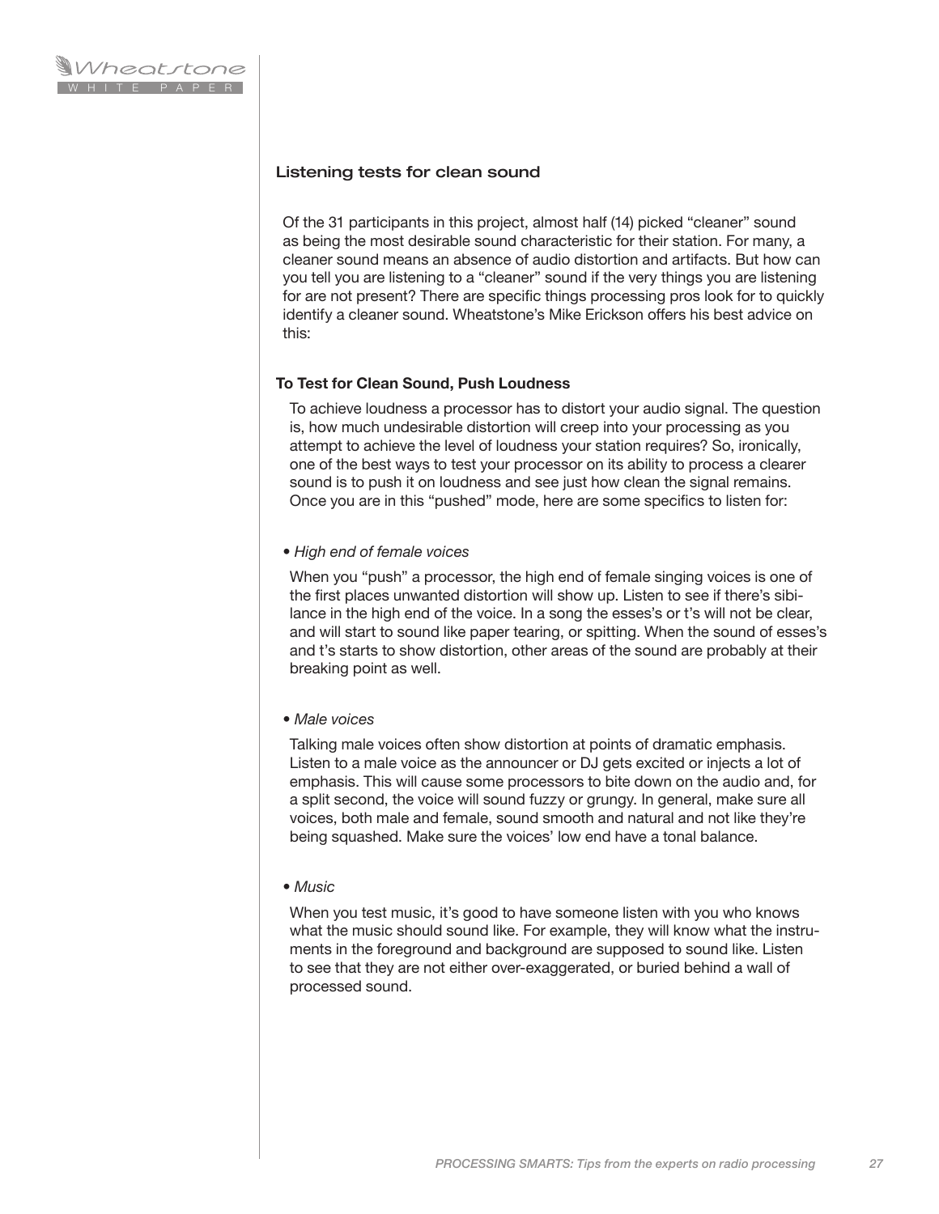## Listening tests for clean sound

Of the 31 participants in this project, almost half (14) picked "cleaner" sound as being the most desirable sound characteristic for their station. For many, a cleaner sound means an absence of audio distortion and artifacts. But how can you tell you are listening to a "cleaner" sound if the very things you are listening for are not present? There are specific things processing pros look for to quickly identify a cleaner sound. Wheatstone's Mike Erickson offers his best advice on this:

### To Test for Clean Sound, Push Loudness

To achieve loudness a processor has to distort your audio signal. The question is, how much undesirable distortion will creep into your processing as you attempt to achieve the level of loudness your station requires? So, ironically, one of the best ways to test your processor on its ability to process a clearer sound is to push it on loudness and see just how clean the signal remains. Once you are in this "pushed" mode, here are some specifics to listen for:

- *High end of female voices*

When you "push" a processor, the high end of female singing voices is one of the first places unwanted distortion will show up. Listen to see if there's sibilance in the high end of the voice. In a song the esses's or t's will not be clear, and will start to sound like paper tearing, or spitting. When the sound of esses's and t's starts to show distortion, other areas of the sound are probably at their breaking point as well.

- *Male voices*

Talking male voices often show distortion at points of dramatic emphasis. Listen to a male voice as the announcer or DJ gets excited or injects a lot of emphasis. This will cause some processors to bite down on the audio and, for a split second, the voice will sound fuzzy or grungy. In general, make sure all voices, both male and female, sound smooth and natural and not like they're being squashed. Make sure the voices' low end have a tonal balance.

- *Music*

When you test music, it's good to have someone listen with you who knows what the music should sound like. For example, they will know what the instruments in the foreground and background are supposed to sound like. Listen to see that they are not either over-exaggerated, or buried behind a wall of processed sound.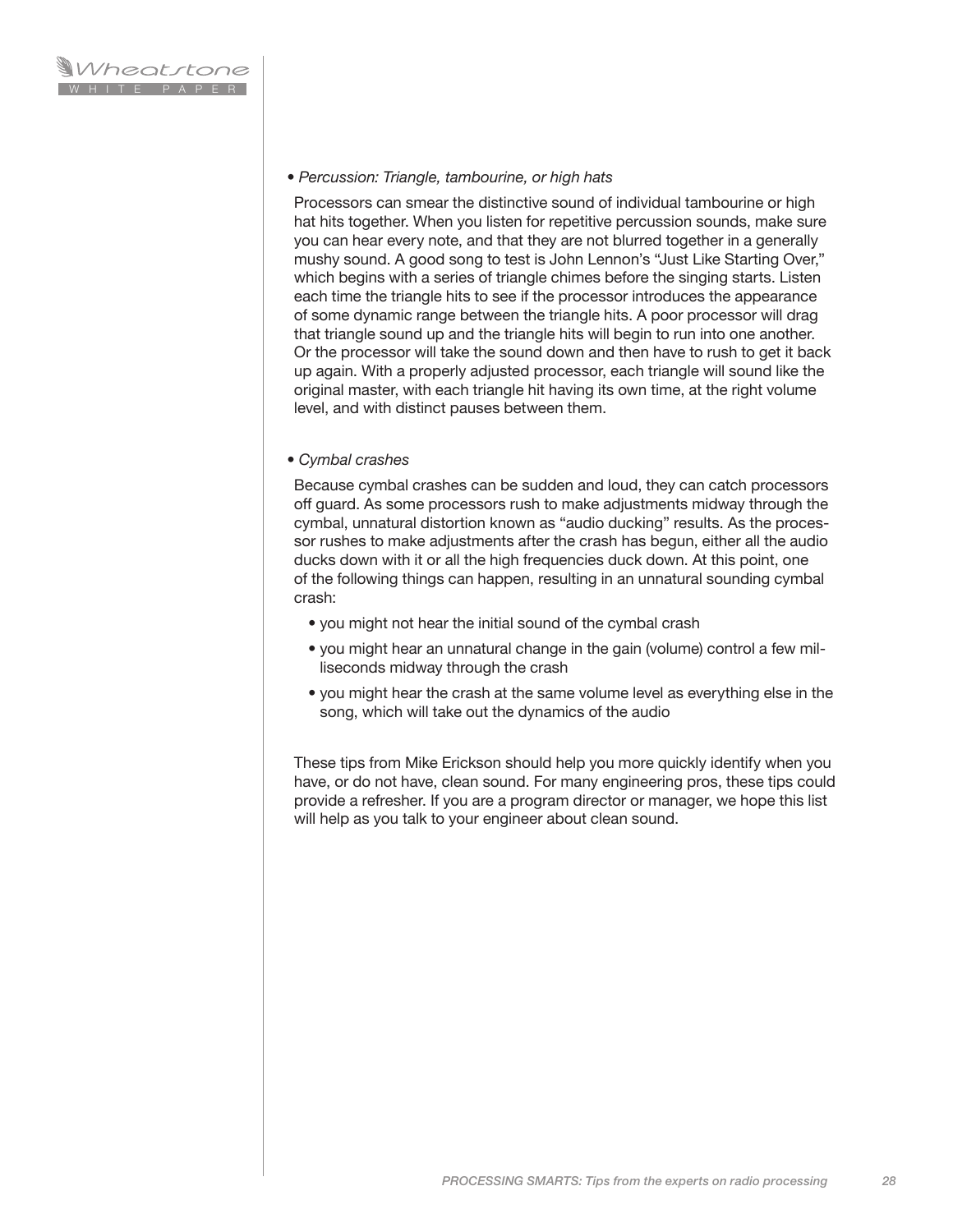- *Percussion: Triangle, tambourine, or high hats*

  Processors can smear the distinctive sound of individual tambourine or high hat hits together. When you listen for repetitive percussion sounds, make sure you can hear every note, and that they are not blurred together in a generally mushy sound. A good song to test is John Lennon's "Just Like Starting Over," which begins with a series of triangle chimes before the singing starts. Listen each time the triangle hits to see if the processor introduces the appearance of some dynamic range between the triangle hits. A poor processor will drag that triangle sound up and the triangle hits will begin to run into one another. Or the processor will take the sound down and then have to rush to get it back up again. With a properly adjusted processor, each triangle will sound like the original master, with each triangle hit having its own time, at the right volume level, and with distinct pauses between them.

- *Cymbal crashes*

  Because cymbal crashes can be sudden and loud, they can catch processors off guard. As some processors rush to make adjustments midway through the cymbal, unnatural distortion known as "audio ducking" results. As the processor rushes to make adjustments after the crash has begun, either all the audio ducks down with it or all the high frequencies duck down. At this point, one of the following things can happen, resulting in an unnatural sounding cymbal crash:

  - you might not hear the initial sound of the cymbal crash
  - you might hear an unnatural change in the gain (volume) control a few milliseconds midway through the crash
  - you might hear the crash at the same volume level as everything else in the song, which will take out the dynamics of the audio

These tips from Mike Erickson should help you more quickly identify when you have, or do not have, clean sound. For many engineering pros, these tips could provide a refresher. If you are a program director or manager, we hope this list will help as you talk to your engineer about clean sound.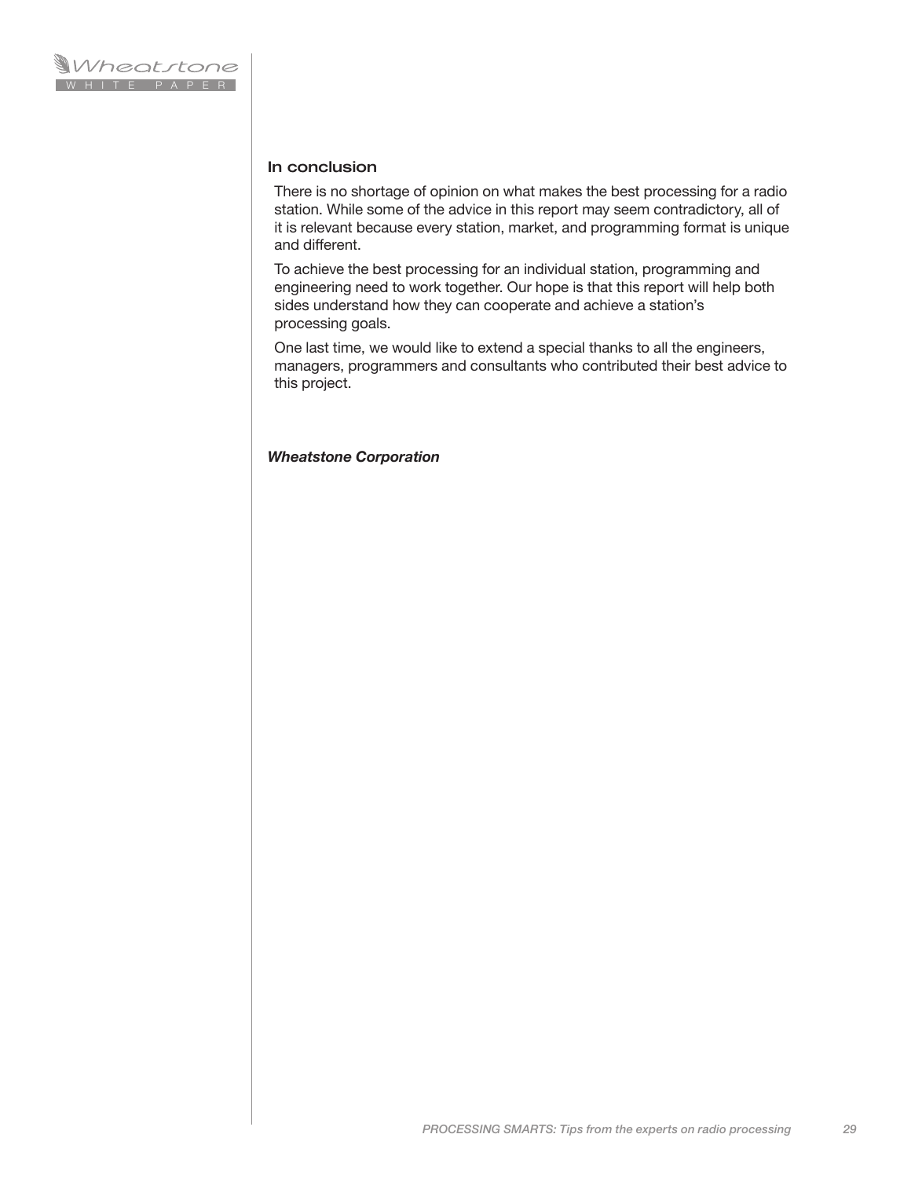## In conclusion

There is no shortage of opinion on what makes the best processing for a radio station. While some of the advice in this report may seem contradictory, all of it is relevant because every station, market, and programming format is unique and different.

To achieve the best processing for an individual station, programming and engineering need to work together. Our hope is that this report will help both sides understand how they can cooperate and achieve a station's processing goals.

One last time, we would like to extend a special thanks to all the engineers, managers, programmers and consultants who contributed their best advice to this project.

***Wheatstone Corporation***